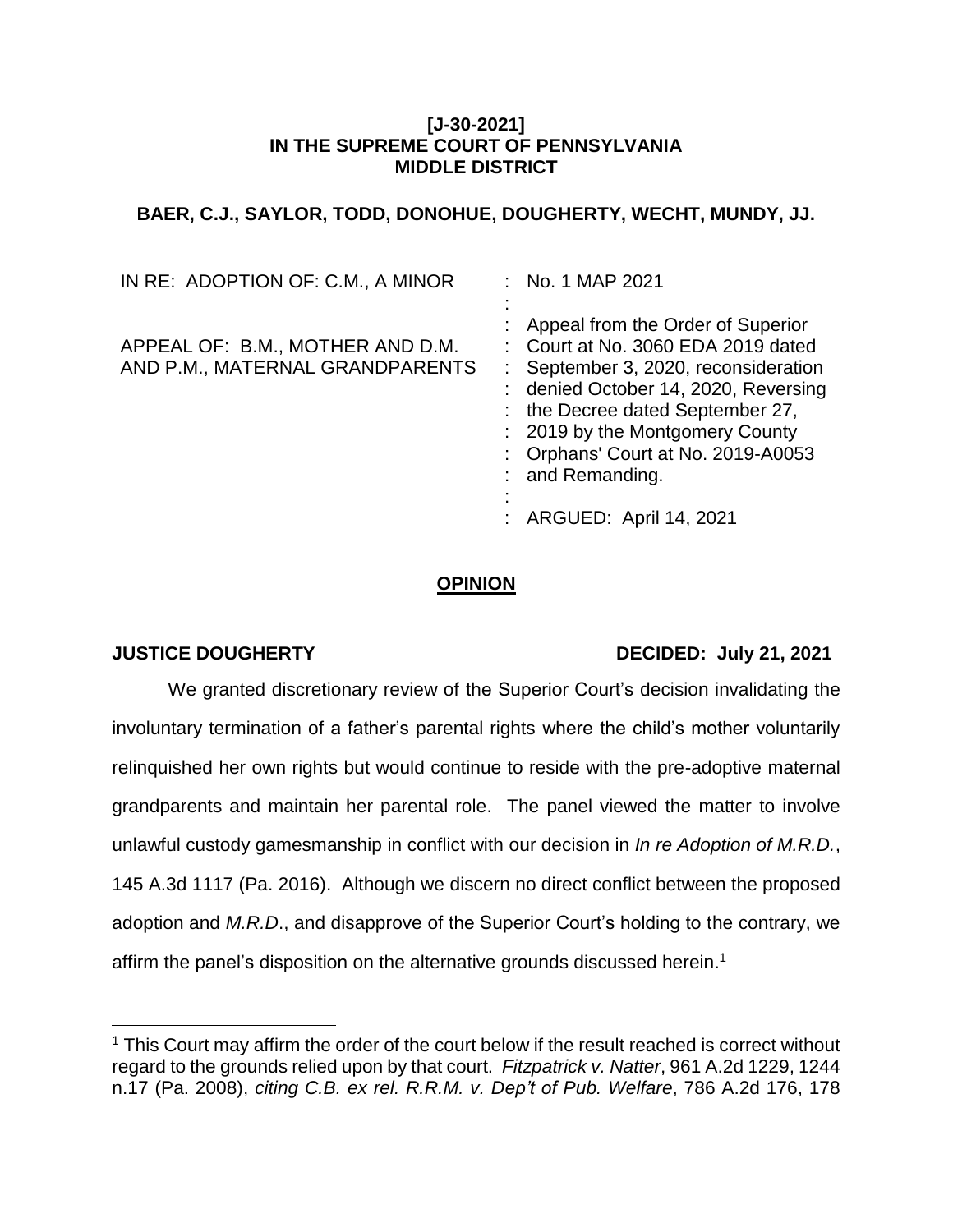**[J-30-2021]**
**IN THE SUPREME COURT OF PENNSYLVANIA**
**MIDDLE DISTRICT**

**BAER, C.J., SAYLOR, TODD, DONOHUE, DOUGHERTY, WECHT, MUNDY, JJ.**

| | |
|---|---|
| IN RE: ADOPTION OF: C.M., A MINOR | No. 1 MAP 2021 |
| APPEAL OF: B.M., MOTHER AND D.M. AND P.M., MATERNAL GRANDPARENTS | Appeal from the Order of Superior Court at No. 3060 EDA 2019 dated September 3, 2020, reconsideration denied October 14, 2020, Reversing the Decree dated September 27, 2019 by the Montgomery County Orphans' Court at No. 2019-A0053 and Remanding. |
| | ARGUED: April 14, 2021 |

## OPINION

**JUSTICE DOUGHERTY** **DECIDED: July 21, 2021**

We granted discretionary review of the Superior Court's decision invalidating the involuntary termination of a father's parental rights where the child's mother voluntarily relinquished her own rights but would continue to reside with the pre-adoptive maternal grandparents and maintain her parental role. The panel viewed the matter to involve unlawful custody gamesmanship in conflict with our decision in *In re Adoption of M.R.D.*, 145 A.3d 1117 (Pa. 2016). Although we discern no direct conflict between the proposed adoption and *M.R.D*., and disapprove of the Superior Court's holding to the contrary, we affirm the panel's disposition on the alternative grounds discussed herein.[1]

[1] This Court may affirm the order of the court below if the result reached is correct without regard to the grounds relied upon by that court. *Fitzpatrick v. Natter*, 961 A.2d 1229, 1244 n.17 (Pa. 2008), *citing C.B. ex rel. R.R.M. v. Dep't of Pub. Welfare*, 786 A.2d 176, 178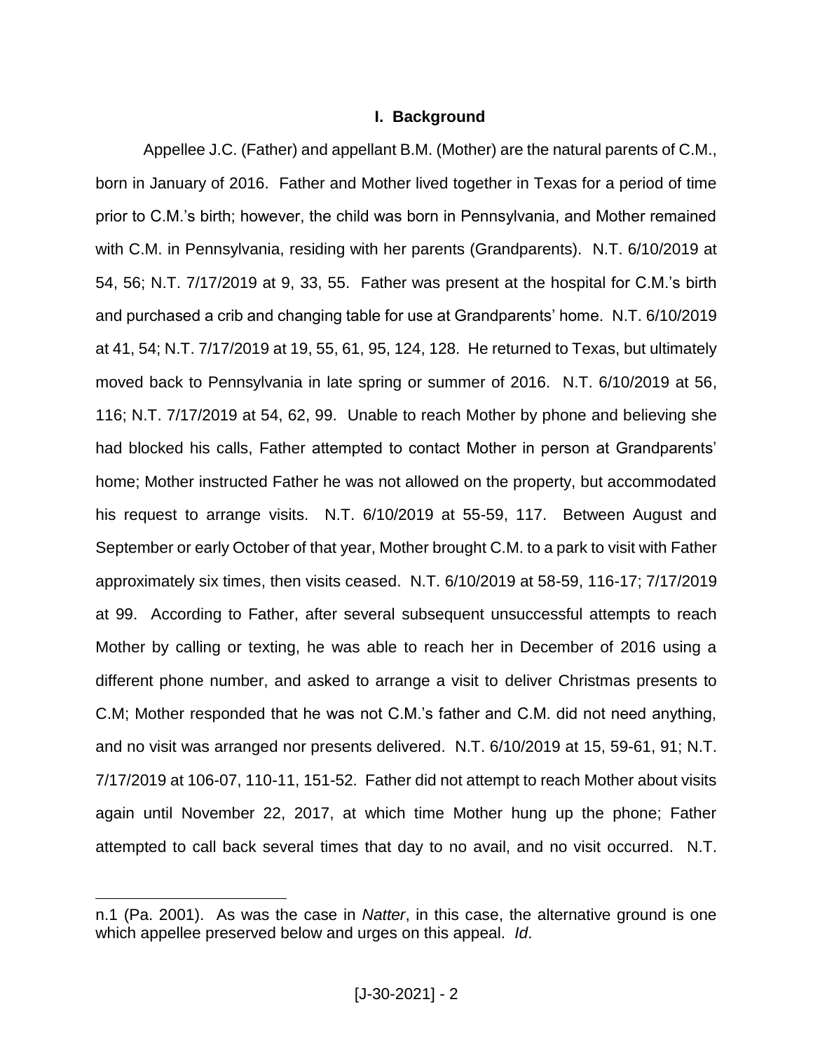## I. Background

Appellee J.C. (Father) and appellant B.M. (Mother) are the natural parents of C.M., born in January of 2016. Father and Mother lived together in Texas for a period of time prior to C.M.'s birth; however, the child was born in Pennsylvania, and Mother remained with C.M. in Pennsylvania, residing with her parents (Grandparents). N.T. 6/10/2019 at 54, 56; N.T. 7/17/2019 at 9, 33, 55. Father was present at the hospital for C.M.'s birth and purchased a crib and changing table for use at Grandparents' home. N.T. 6/10/2019 at 41, 54; N.T. 7/17/2019 at 19, 55, 61, 95, 124, 128. He returned to Texas, but ultimately moved back to Pennsylvania in late spring or summer of 2016. N.T. 6/10/2019 at 56, 116; N.T. 7/17/2019 at 54, 62, 99. Unable to reach Mother by phone and believing she had blocked his calls, Father attempted to contact Mother in person at Grandparents' home; Mother instructed Father he was not allowed on the property, but accommodated his request to arrange visits. N.T. 6/10/2019 at 55-59, 117. Between August and September or early October of that year, Mother brought C.M. to a park to visit with Father approximately six times, then visits ceased. N.T. 6/10/2019 at 58-59, 116-17; 7/17/2019 at 99. According to Father, after several subsequent unsuccessful attempts to reach Mother by calling or texting, he was able to reach her in December of 2016 using a different phone number, and asked to arrange a visit to deliver Christmas presents to C.M; Mother responded that he was not C.M.'s father and C.M. did not need anything, and no visit was arranged nor presents delivered. N.T. 6/10/2019 at 15, 59-61, 91; N.T. 7/17/2019 at 106-07, 110-11, 151-52. Father did not attempt to reach Mother about visits again until November 22, 2017, at which time Mother hung up the phone; Father attempted to call back several times that day to no avail, and no visit occurred. N.T.

---

n.1 (Pa. 2001). As was the case in *Natter*, in this case, the alternative ground is one which appellee preserved below and urges on this appeal. *Id*.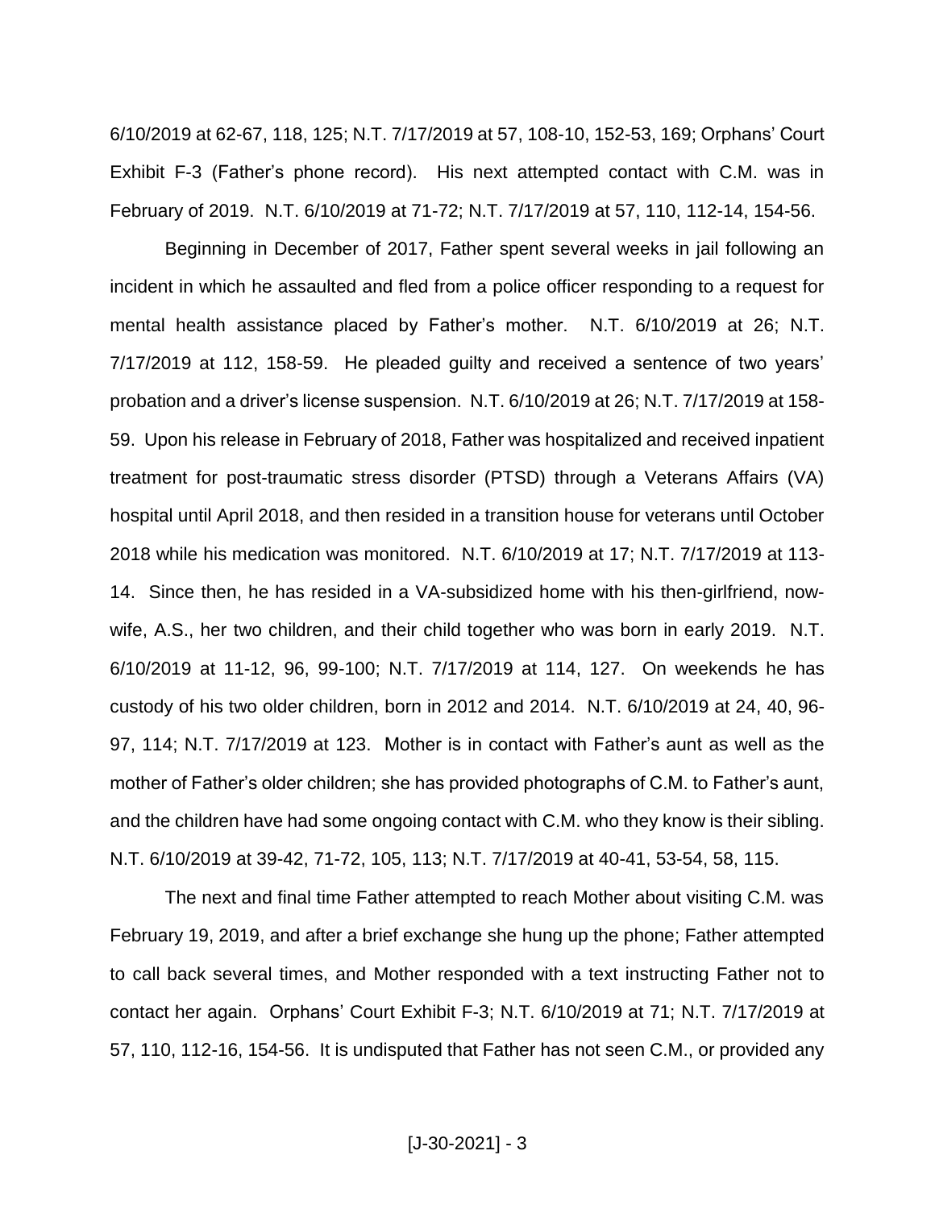6/10/2019 at 62-67, 118, 125; N.T. 7/17/2019 at 57, 108-10, 152-53, 169; Orphans' Court Exhibit F-3 (Father's phone record). His next attempted contact with C.M. was in February of 2019. N.T. 6/10/2019 at 71-72; N.T. 7/17/2019 at 57, 110, 112-14, 154-56.

Beginning in December of 2017, Father spent several weeks in jail following an incident in which he assaulted and fled from a police officer responding to a request for mental health assistance placed by Father's mother. N.T. 6/10/2019 at 26; N.T. 7/17/2019 at 112, 158-59. He pleaded guilty and received a sentence of two years' probation and a driver's license suspension. N.T. 6/10/2019 at 26; N.T. 7/17/2019 at 158-59. Upon his release in February of 2018, Father was hospitalized and received inpatient treatment for post-traumatic stress disorder (PTSD) through a Veterans Affairs (VA) hospital until April 2018, and then resided in a transition house for veterans until October 2018 while his medication was monitored. N.T. 6/10/2019 at 17; N.T. 7/17/2019 at 113-14. Since then, he has resided in a VA-subsidized home with his then-girlfriend, now-wife, A.S., her two children, and their child together who was born in early 2019. N.T. 6/10/2019 at 11-12, 96, 99-100; N.T. 7/17/2019 at 114, 127. On weekends he has custody of his two older children, born in 2012 and 2014. N.T. 6/10/2019 at 24, 40, 96-97, 114; N.T. 7/17/2019 at 123. Mother is in contact with Father's aunt as well as the mother of Father's older children; she has provided photographs of C.M. to Father's aunt, and the children have had some ongoing contact with C.M. who they know is their sibling. N.T. 6/10/2019 at 39-42, 71-72, 105, 113; N.T. 7/17/2019 at 40-41, 53-54, 58, 115.

The next and final time Father attempted to reach Mother about visiting C.M. was February 19, 2019, and after a brief exchange she hung up the phone; Father attempted to call back several times, and Mother responded with a text instructing Father not to contact her again. Orphans' Court Exhibit F-3; N.T. 6/10/2019 at 71; N.T. 7/17/2019 at 57, 110, 112-16, 154-56. It is undisputed that Father has not seen C.M., or provided any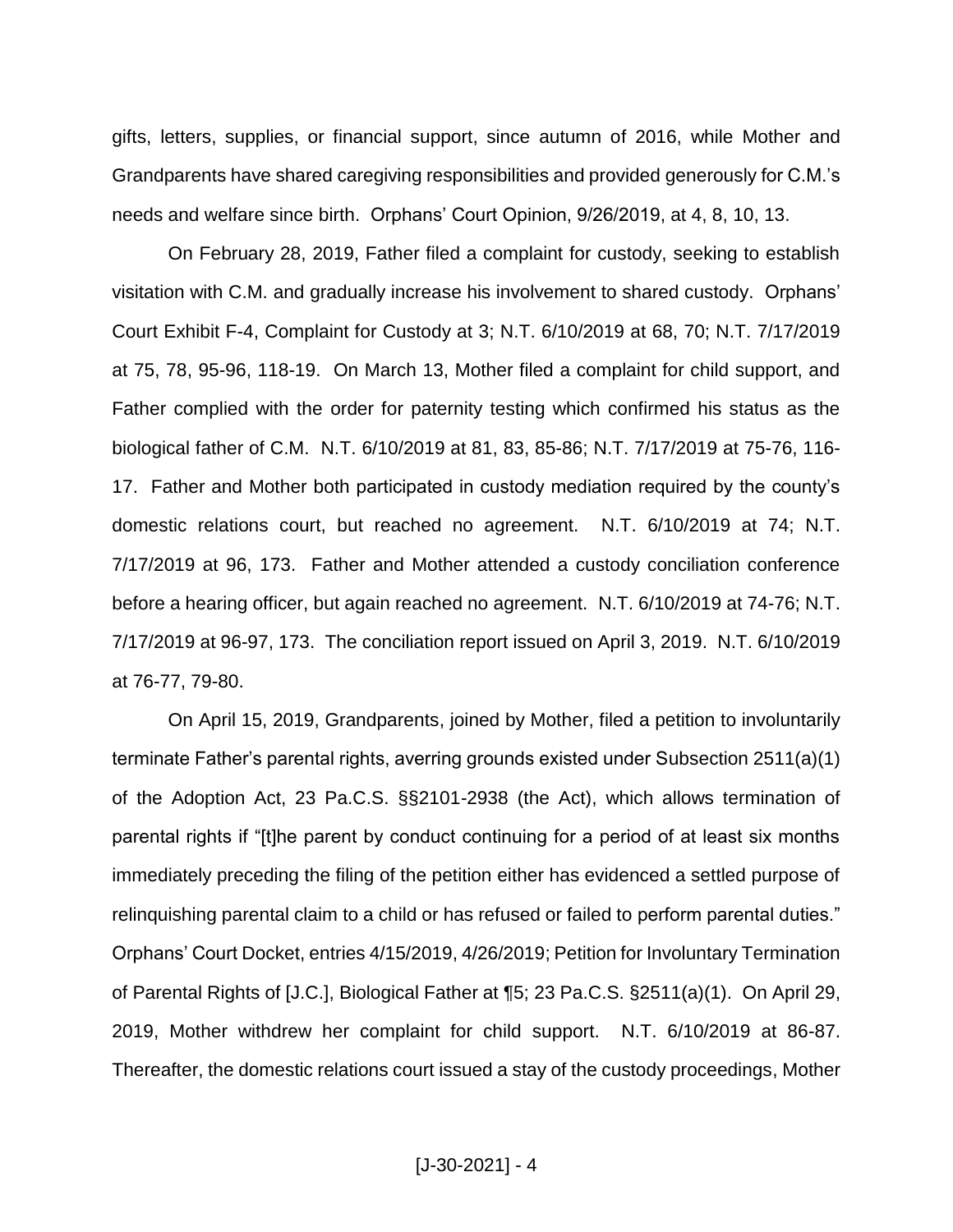gifts, letters, supplies, or financial support, since autumn of 2016, while Mother and Grandparents have shared caregiving responsibilities and provided generously for C.M.'s needs and welfare since birth. Orphans' Court Opinion, 9/26/2019, at 4, 8, 10, 13.

On February 28, 2019, Father filed a complaint for custody, seeking to establish visitation with C.M. and gradually increase his involvement to shared custody. Orphans' Court Exhibit F-4, Complaint for Custody at 3; N.T. 6/10/2019 at 68, 70; N.T. 7/17/2019 at 75, 78, 95-96, 118-19. On March 13, Mother filed a complaint for child support, and Father complied with the order for paternity testing which confirmed his status as the biological father of C.M. N.T. 6/10/2019 at 81, 83, 85-86; N.T. 7/17/2019 at 75-76, 116-17. Father and Mother both participated in custody mediation required by the county's domestic relations court, but reached no agreement. N.T. 6/10/2019 at 74; N.T. 7/17/2019 at 96, 173. Father and Mother attended a custody conciliation conference before a hearing officer, but again reached no agreement. N.T. 6/10/2019 at 74-76; N.T. 7/17/2019 at 96-97, 173. The conciliation report issued on April 3, 2019. N.T. 6/10/2019 at 76-77, 79-80.

On April 15, 2019, Grandparents, joined by Mother, filed a petition to involuntarily terminate Father's parental rights, averring grounds existed under Subsection 2511(a)(1) of the Adoption Act, 23 Pa.C.S. §§2101-2938 (the Act), which allows termination of parental rights if "[t]he parent by conduct continuing for a period of at least six months immediately preceding the filing of the petition either has evidenced a settled purpose of relinquishing parental claim to a child or has refused or failed to perform parental duties." Orphans' Court Docket, entries 4/15/2019, 4/26/2019; Petition for Involuntary Termination of Parental Rights of [J.C.], Biological Father at ¶5; 23 Pa.C.S. §2511(a)(1). On April 29, 2019, Mother withdrew her complaint for child support. N.T. 6/10/2019 at 86-87. Thereafter, the domestic relations court issued a stay of the custody proceedings, Mother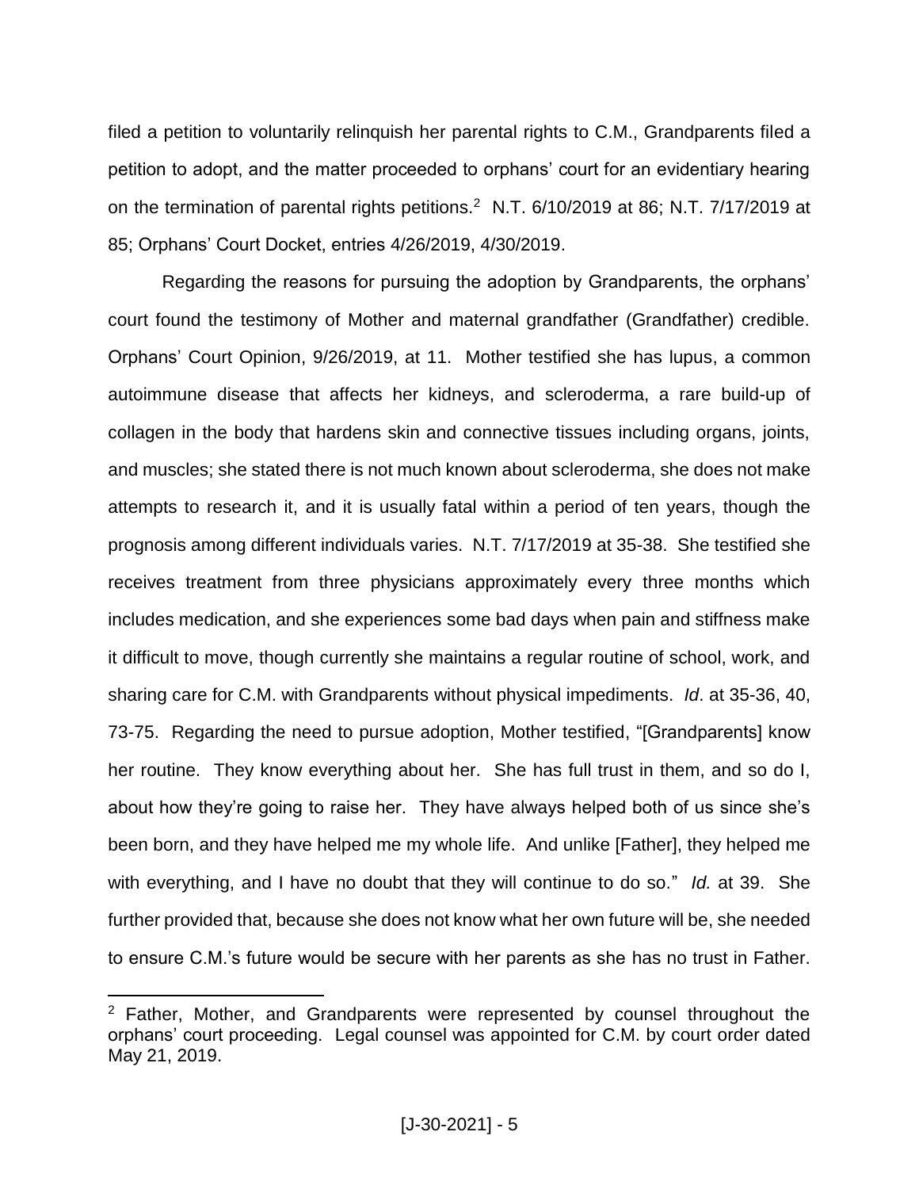filed a petition to voluntarily relinquish her parental rights to C.M., Grandparents filed a petition to adopt, and the matter proceeded to orphans' court for an evidentiary hearing on the termination of parental rights petitions.[2] N.T. 6/10/2019 at 86; N.T. 7/17/2019 at 85; Orphans' Court Docket, entries 4/26/2019, 4/30/2019.

Regarding the reasons for pursuing the adoption by Grandparents, the orphans' court found the testimony of Mother and maternal grandfather (Grandfather) credible. Orphans' Court Opinion, 9/26/2019, at 11. Mother testified she has lupus, a common autoimmune disease that affects her kidneys, and scleroderma, a rare build-up of collagen in the body that hardens skin and connective tissues including organs, joints, and muscles; she stated there is not much known about scleroderma, she does not make attempts to research it, and it is usually fatal within a period of ten years, though the prognosis among different individuals varies. N.T. 7/17/2019 at 35-38. She testified she receives treatment from three physicians approximately every three months which includes medication, and she experiences some bad days when pain and stiffness make it difficult to move, though currently she maintains a regular routine of school, work, and sharing care for C.M. with Grandparents without physical impediments. *Id*. at 35-36, 40, 73-75. Regarding the need to pursue adoption, Mother testified, "[Grandparents] know her routine. They know everything about her. She has full trust in them, and so do I, about how they're going to raise her. They have always helped both of us since she's been born, and they have helped me my whole life. And unlike [Father], they helped me with everything, and I have no doubt that they will continue to do so." *Id.* at 39. She further provided that, because she does not know what her own future will be, she needed to ensure C.M.'s future would be secure with her parents as she has no trust in Father.

[2] Father, Mother, and Grandparents were represented by counsel throughout the orphans' court proceeding. Legal counsel was appointed for C.M. by court order dated May 21, 2019.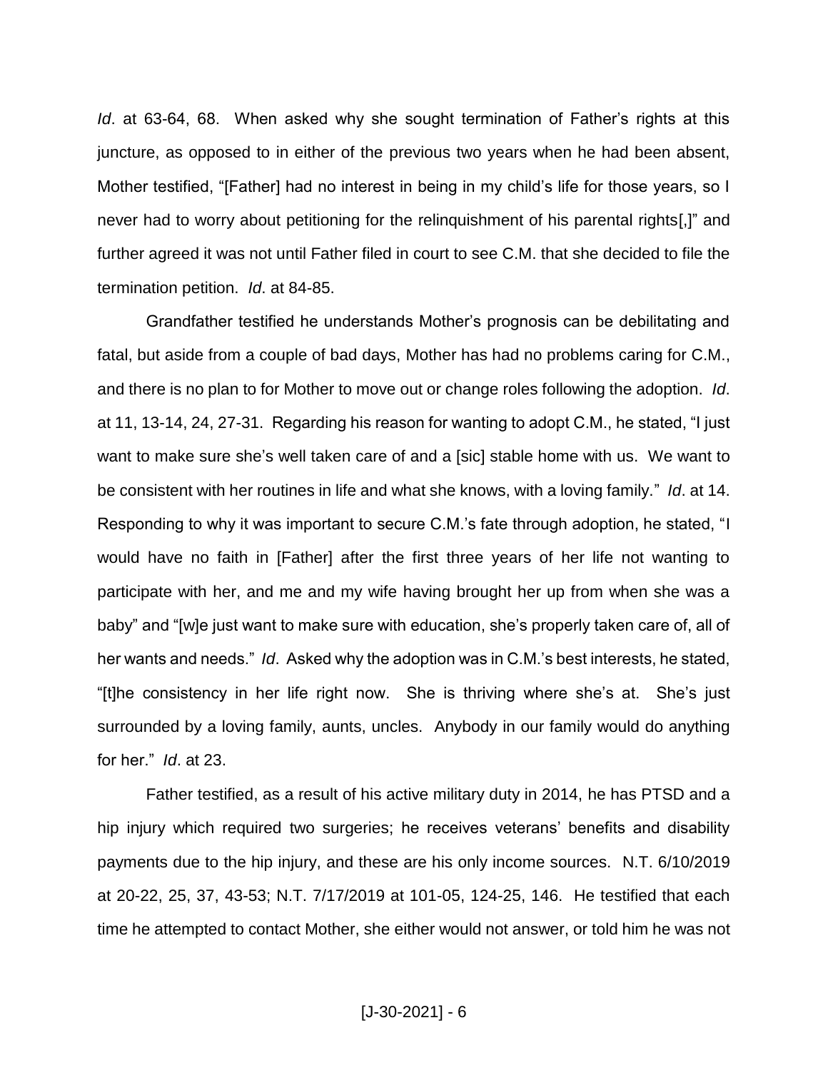*Id*. at 63-64, 68. When asked why she sought termination of Father's rights at this juncture, as opposed to in either of the previous two years when he had been absent, Mother testified, "[Father] had no interest in being in my child's life for those years, so I never had to worry about petitioning for the relinquishment of his parental rights[,]" and further agreed it was not until Father filed in court to see C.M. that she decided to file the termination petition. *Id*. at 84-85.

Grandfather testified he understands Mother's prognosis can be debilitating and fatal, but aside from a couple of bad days, Mother has had no problems caring for C.M., and there is no plan to for Mother to move out or change roles following the adoption. *Id*. at 11, 13-14, 24, 27-31. Regarding his reason for wanting to adopt C.M., he stated, "I just want to make sure she's well taken care of and a [sic] stable home with us. We want to be consistent with her routines in life and what she knows, with a loving family." *Id*. at 14. Responding to why it was important to secure C.M.'s fate through adoption, he stated, "I would have no faith in [Father] after the first three years of her life not wanting to participate with her, and me and my wife having brought her up from when she was a baby" and "[w]e just want to make sure with education, she's properly taken care of, all of her wants and needs." *Id*. Asked why the adoption was in C.M.'s best interests, he stated, "[t]he consistency in her life right now. She is thriving where she's at. She's just surrounded by a loving family, aunts, uncles. Anybody in our family would do anything for her." *Id*. at 23.

Father testified, as a result of his active military duty in 2014, he has PTSD and a hip injury which required two surgeries; he receives veterans' benefits and disability payments due to the hip injury, and these are his only income sources. N.T. 6/10/2019 at 20-22, 25, 37, 43-53; N.T. 7/17/2019 at 101-05, 124-25, 146. He testified that each time he attempted to contact Mother, she either would not answer, or told him he was not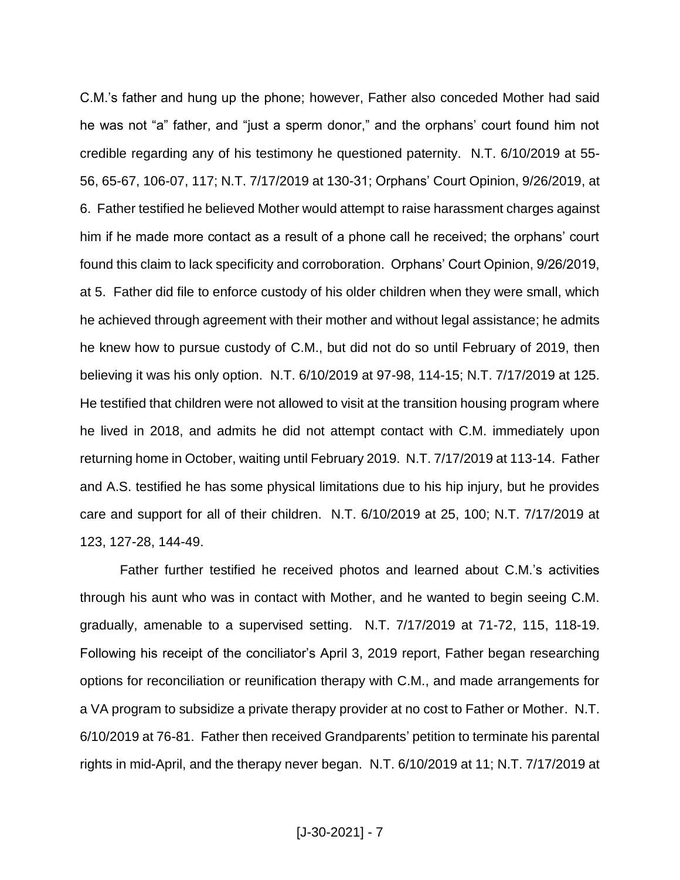C.M.'s father and hung up the phone; however, Father also conceded Mother had said he was not "a" father, and "just a sperm donor," and the orphans' court found him not credible regarding any of his testimony he questioned paternity. N.T. 6/10/2019 at 55-56, 65-67, 106-07, 117; N.T. 7/17/2019 at 130-31; Orphans' Court Opinion, 9/26/2019, at 6. Father testified he believed Mother would attempt to raise harassment charges against him if he made more contact as a result of a phone call he received; the orphans' court found this claim to lack specificity and corroboration. Orphans' Court Opinion, 9/26/2019, at 5. Father did file to enforce custody of his older children when they were small, which he achieved through agreement with their mother and without legal assistance; he admits he knew how to pursue custody of C.M., but did not do so until February of 2019, then believing it was his only option. N.T. 6/10/2019 at 97-98, 114-15; N.T. 7/17/2019 at 125. He testified that children were not allowed to visit at the transition housing program where he lived in 2018, and admits he did not attempt contact with C.M. immediately upon returning home in October, waiting until February 2019. N.T. 7/17/2019 at 113-14. Father and A.S. testified he has some physical limitations due to his hip injury, but he provides care and support for all of their children. N.T. 6/10/2019 at 25, 100; N.T. 7/17/2019 at 123, 127-28, 144-49.

Father further testified he received photos and learned about C.M.'s activities through his aunt who was in contact with Mother, and he wanted to begin seeing C.M. gradually, amenable to a supervised setting. N.T. 7/17/2019 at 71-72, 115, 118-19. Following his receipt of the conciliator's April 3, 2019 report, Father began researching options for reconciliation or reunification therapy with C.M., and made arrangements for a VA program to subsidize a private therapy provider at no cost to Father or Mother. N.T. 6/10/2019 at 76-81. Father then received Grandparents' petition to terminate his parental rights in mid-April, and the therapy never began. N.T. 6/10/2019 at 11; N.T. 7/17/2019 at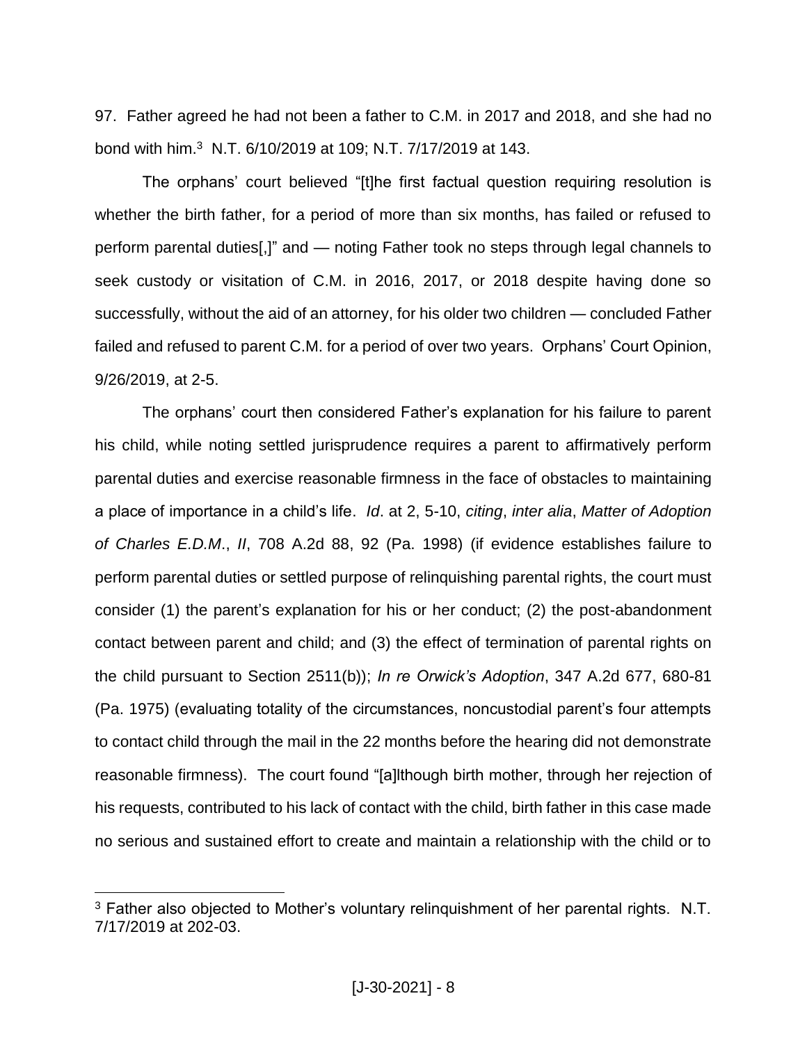97. Father agreed he had not been a father to C.M. in 2017 and 2018, and she had no bond with him.[3] N.T. 6/10/2019 at 109; N.T. 7/17/2019 at 143.

The orphans' court believed "[t]he first factual question requiring resolution is whether the birth father, for a period of more than six months, has failed or refused to perform parental duties[,]" and — noting Father took no steps through legal channels to seek custody or visitation of C.M. in 2016, 2017, or 2018 despite having done so successfully, without the aid of an attorney, for his older two children — concluded Father failed and refused to parent C.M. for a period of over two years. Orphans' Court Opinion, 9/26/2019, at 2-5.

The orphans' court then considered Father's explanation for his failure to parent his child, while noting settled jurisprudence requires a parent to affirmatively perform parental duties and exercise reasonable firmness in the face of obstacles to maintaining a place of importance in a child's life. *Id*. at 2, 5-10, *citing*, *inter alia*, *Matter of Adoption of Charles E.D.M.*, *II*, 708 A.2d 88, 92 (Pa. 1998) (if evidence establishes failure to perform parental duties or settled purpose of relinquishing parental rights, the court must consider (1) the parent's explanation for his or her conduct; (2) the post-abandonment contact between parent and child; and (3) the effect of termination of parental rights on the child pursuant to Section 2511(b)); *In re Orwick's Adoption*, 347 A.2d 677, 680-81 (Pa. 1975) (evaluating totality of the circumstances, noncustodial parent's four attempts to contact child through the mail in the 22 months before the hearing did not demonstrate reasonable firmness). The court found "[a]lthough birth mother, through her rejection of his requests, contributed to his lack of contact with the child, birth father in this case made no serious and sustained effort to create and maintain a relationship with the child or to

[3] Father also objected to Mother's voluntary relinquishment of her parental rights. N.T. 7/17/2019 at 202-03.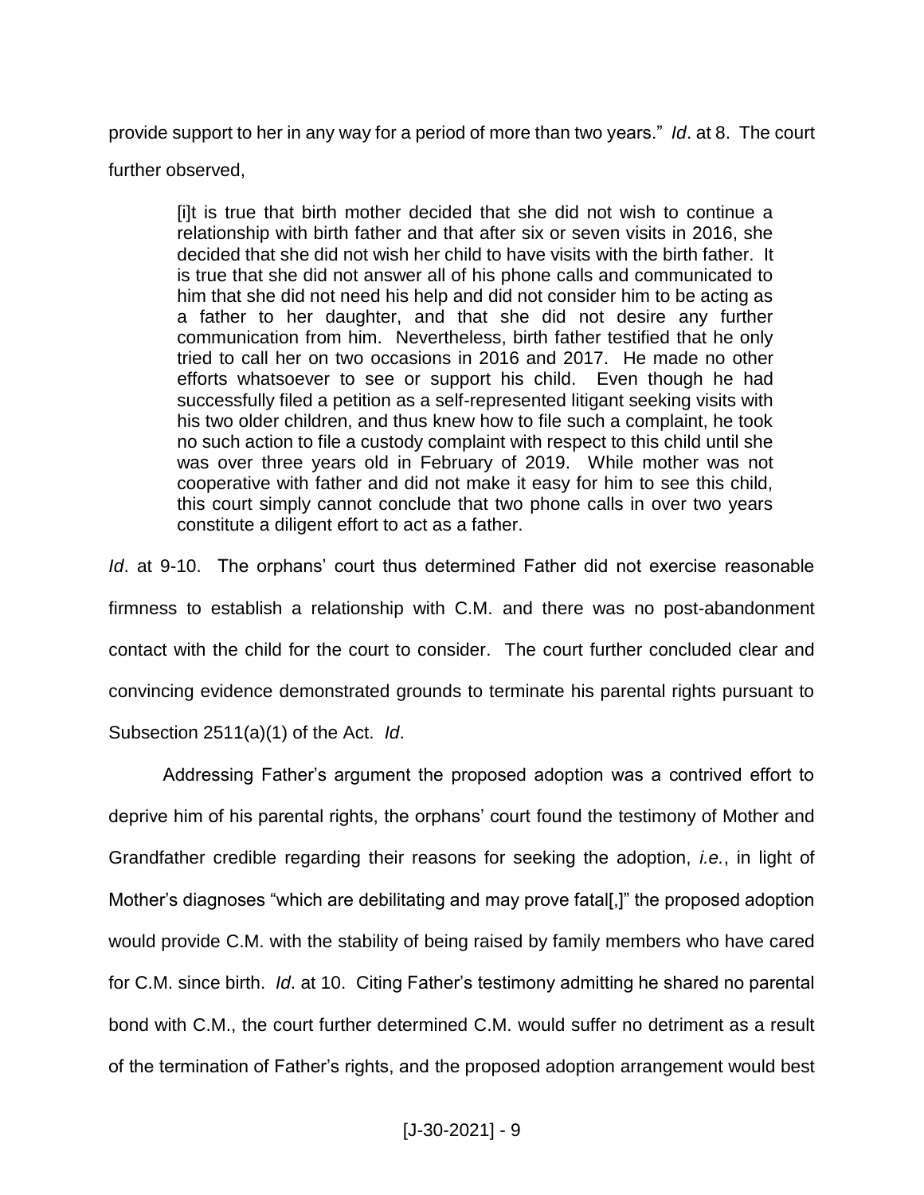provide support to her in any way for a period of more than two years." *Id*. at 8. The court further observed,

> [i]t is true that birth mother decided that she did not wish to continue a relationship with birth father and that after six or seven visits in 2016, she decided that she did not wish her child to have visits with the birth father. It is true that she did not answer all of his phone calls and communicated to him that she did not need his help and did not consider him to be acting as a father to her daughter, and that she did not desire any further communication from him. Nevertheless, birth father testified that he only tried to call her on two occasions in 2016 and 2017. He made no other efforts whatsoever to see or support his child. Even though he had successfully filed a petition as a self-represented litigant seeking visits with his two older children, and thus knew how to file such a complaint, he took no such action to file a custody complaint with respect to this child until she was over three years old in February of 2019. While mother was not cooperative with father and did not make it easy for him to see this child, this court simply cannot conclude that two phone calls in over two years constitute a diligent effort to act as a father.

*Id*. at 9-10. The orphans' court thus determined Father did not exercise reasonable firmness to establish a relationship with C.M. and there was no post-abandonment contact with the child for the court to consider. The court further concluded clear and convincing evidence demonstrated grounds to terminate his parental rights pursuant to Subsection 2511(a)(1) of the Act. *Id*.

Addressing Father's argument the proposed adoption was a contrived effort to deprive him of his parental rights, the orphans' court found the testimony of Mother and Grandfather credible regarding their reasons for seeking the adoption, *i.e.*, in light of Mother's diagnoses "which are debilitating and may prove fatal[,]" the proposed adoption would provide C.M. with the stability of being raised by family members who have cared for C.M. since birth. *Id*. at 10. Citing Father's testimony admitting he shared no parental bond with C.M., the court further determined C.M. would suffer no detriment as a result of the termination of Father's rights, and the proposed adoption arrangement would best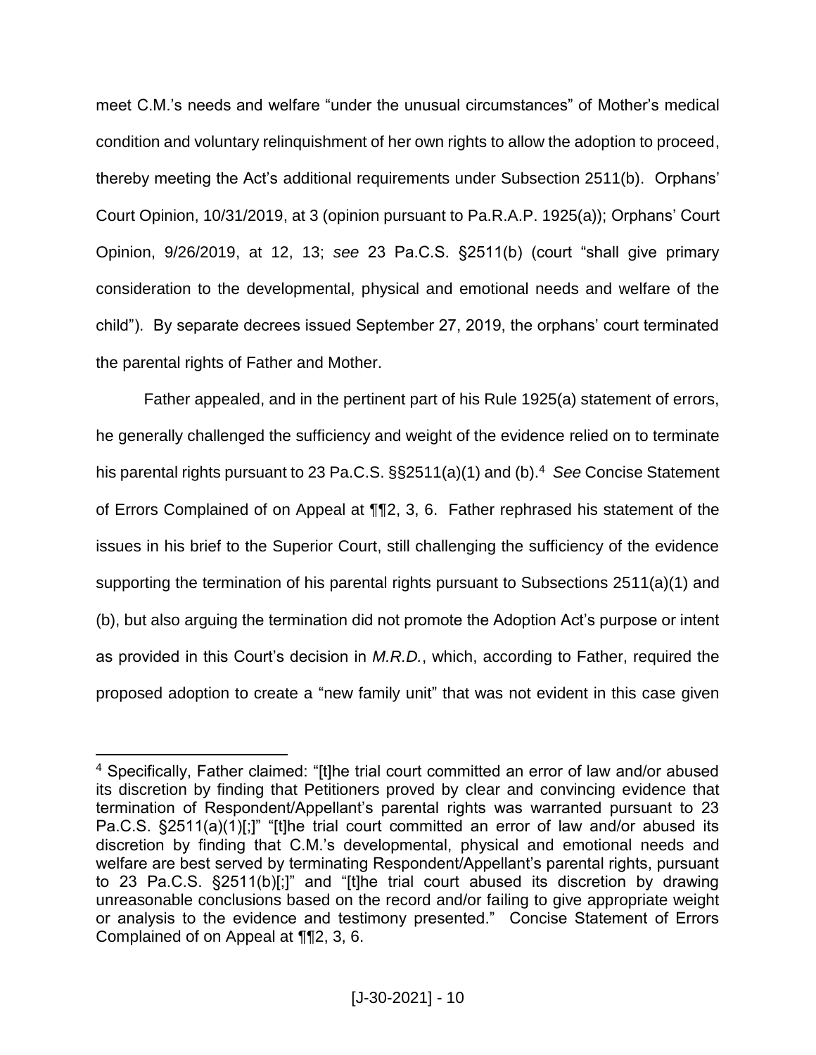meet C.M.'s needs and welfare "under the unusual circumstances" of Mother's medical condition and voluntary relinquishment of her own rights to allow the adoption to proceed, thereby meeting the Act's additional requirements under Subsection 2511(b). Orphans' Court Opinion, 10/31/2019, at 3 (opinion pursuant to Pa.R.A.P. 1925(a)); Orphans' Court Opinion, 9/26/2019, at 12, 13; *see* 23 Pa.C.S. §2511(b) (court "shall give primary consideration to the developmental, physical and emotional needs and welfare of the child"). By separate decrees issued September 27, 2019, the orphans' court terminated the parental rights of Father and Mother.

Father appealed, and in the pertinent part of his Rule 1925(a) statement of errors, he generally challenged the sufficiency and weight of the evidence relied on to terminate his parental rights pursuant to 23 Pa.C.S. §§2511(a)(1) and (b).[4] *See* Concise Statement of Errors Complained of on Appeal at ¶¶2, 3, 6. Father rephrased his statement of the issues in his brief to the Superior Court, still challenging the sufficiency of the evidence supporting the termination of his parental rights pursuant to Subsections 2511(a)(1) and (b), but also arguing the termination did not promote the Adoption Act's purpose or intent as provided in this Court's decision in *M.R.D.*, which, according to Father, required the proposed adoption to create a "new family unit" that was not evident in this case given

[4] Specifically, Father claimed: "[t]he trial court committed an error of law and/or abused its discretion by finding that Petitioners proved by clear and convincing evidence that termination of Respondent/Appellant's parental rights was warranted pursuant to 23 Pa.C.S. §2511(a)(1)[;]" "[t]he trial court committed an error of law and/or abused its discretion by finding that C.M.'s developmental, physical and emotional needs and welfare are best served by terminating Respondent/Appellant's parental rights, pursuant to 23 Pa.C.S. §2511(b)[;]" and "[t]he trial court abused its discretion by drawing unreasonable conclusions based on the record and/or failing to give appropriate weight or analysis to the evidence and testimony presented." Concise Statement of Errors Complained of on Appeal at ¶¶2, 3, 6.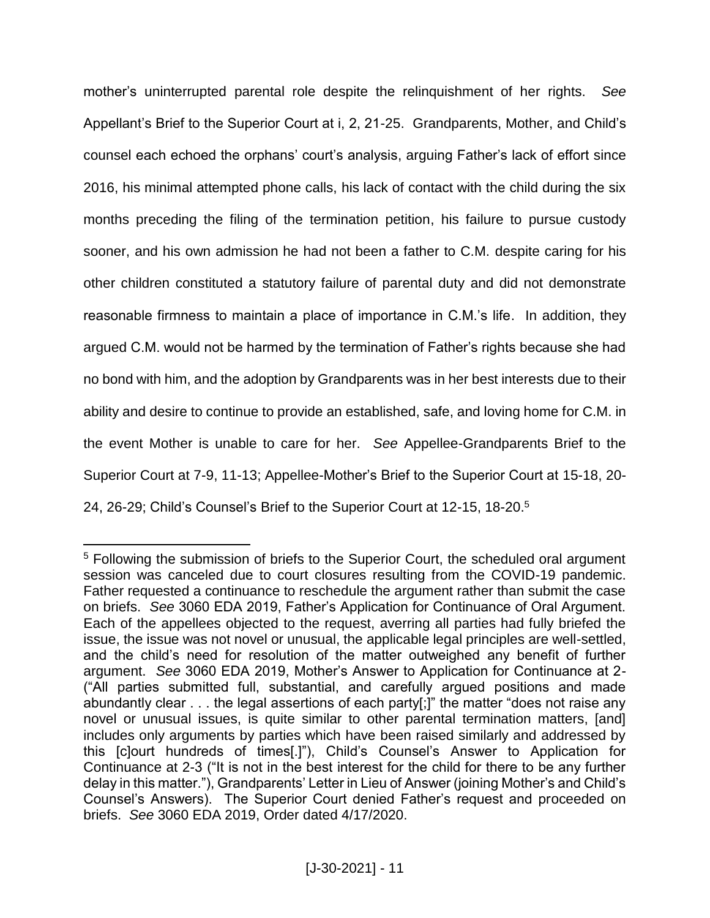mother's uninterrupted parental role despite the relinquishment of her rights. *See* Appellant's Brief to the Superior Court at i, 2, 21-25. Grandparents, Mother, and Child's counsel each echoed the orphans' court's analysis, arguing Father's lack of effort since 2016, his minimal attempted phone calls, his lack of contact with the child during the six months preceding the filing of the termination petition, his failure to pursue custody sooner, and his own admission he had not been a father to C.M. despite caring for his other children constituted a statutory failure of parental duty and did not demonstrate reasonable firmness to maintain a place of importance in C.M.'s life. In addition, they argued C.M. would not be harmed by the termination of Father's rights because she had no bond with him, and the adoption by Grandparents was in her best interests due to their ability and desire to continue to provide an established, safe, and loving home for C.M. in the event Mother is unable to care for her. *See* Appellee-Grandparents Brief to the Superior Court at 7-9, 11-13; Appellee-Mother's Brief to the Superior Court at 15-18, 20-24, 26-29; Child's Counsel's Brief to the Superior Court at 12-15, 18-20.[5]

---

[5] Following the submission of briefs to the Superior Court, the scheduled oral argument session was canceled due to court closures resulting from the COVID-19 pandemic. Father requested a continuance to reschedule the argument rather than submit the case on briefs. *See* 3060 EDA 2019, Father's Application for Continuance of Oral Argument. Each of the appellees objected to the request, averring all parties had fully briefed the issue, the issue was not novel or unusual, the applicable legal principles are well-settled, and the child's need for resolution of the matter outweighed any benefit of further argument. *See* 3060 EDA 2019, Mother's Answer to Application for Continuance at 2- ("All parties submitted full, substantial, and carefully argued positions and made abundantly clear . . . the legal assertions of each party[;]" the matter "does not raise any novel or unusual issues, is quite similar to other parental termination matters, [and] includes only arguments by parties which have been raised similarly and addressed by this [c]ourt hundreds of times[.]"), Child's Counsel's Answer to Application for Continuance at 2-3 ("It is not in the best interest for the child for there to be any further delay in this matter."), Grandparents' Letter in Lieu of Answer (joining Mother's and Child's Counsel's Answers). The Superior Court denied Father's request and proceeded on briefs. *See* 3060 EDA 2019, Order dated 4/17/2020.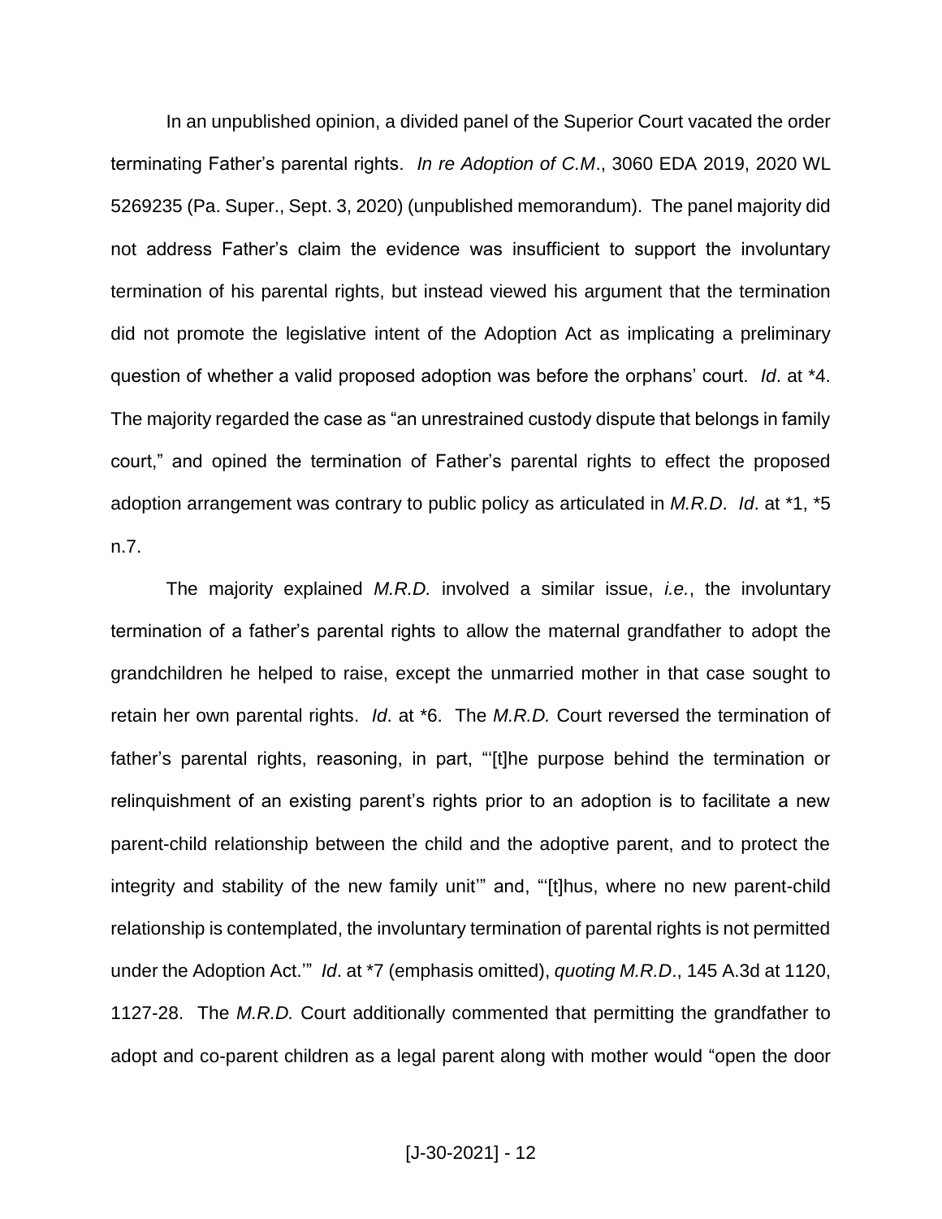In an unpublished opinion, a divided panel of the Superior Court vacated the order terminating Father's parental rights. *In re Adoption of C.M*., 3060 EDA 2019, 2020 WL 5269235 (Pa. Super., Sept. 3, 2020) (unpublished memorandum). The panel majority did not address Father's claim the evidence was insufficient to support the involuntary termination of his parental rights, but instead viewed his argument that the termination did not promote the legislative intent of the Adoption Act as implicating a preliminary question of whether a valid proposed adoption was before the orphans' court. *Id*. at \*4. The majority regarded the case as "an unrestrained custody dispute that belongs in family court," and opined the termination of Father's parental rights to effect the proposed adoption arrangement was contrary to public policy as articulated in *M.R.D*. *Id*. at \*1, \*5 n.7.

The majority explained *M.R.D.* involved a similar issue, *i.e.*, the involuntary termination of a father's parental rights to allow the maternal grandfather to adopt the grandchildren he helped to raise, except the unmarried mother in that case sought to retain her own parental rights. *Id*. at \*6. The *M.R.D.* Court reversed the termination of father's parental rights, reasoning, in part, "'[t]he purpose behind the termination or relinquishment of an existing parent's rights prior to an adoption is to facilitate a new parent-child relationship between the child and the adoptive parent, and to protect the integrity and stability of the new family unit'" and, "'[t]hus, where no new parent-child relationship is contemplated, the involuntary termination of parental rights is not permitted under the Adoption Act.'" *Id*. at \*7 (emphasis omitted), *quoting M.R.D*., 145 A.3d at 1120, 1127-28. The *M.R.D.* Court additionally commented that permitting the grandfather to adopt and co-parent children as a legal parent along with mother would "open the door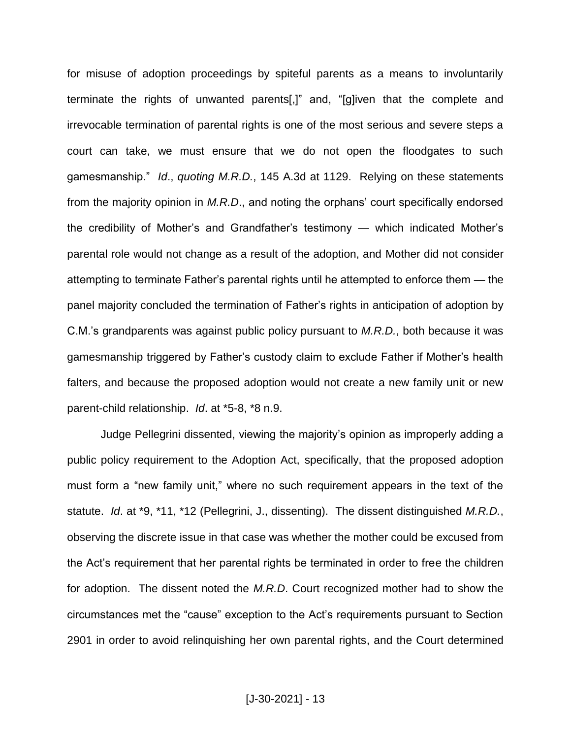for misuse of adoption proceedings by spiteful parents as a means to involuntarily terminate the rights of unwanted parents[,]" and, "[g]iven that the complete and irrevocable termination of parental rights is one of the most serious and severe steps a court can take, we must ensure that we do not open the floodgates to such gamesmanship." *Id*., *quoting M.R.D.*, 145 A.3d at 1129. Relying on these statements from the majority opinion in *M.R.D*., and noting the orphans' court specifically endorsed the credibility of Mother's and Grandfather's testimony — which indicated Mother's parental role would not change as a result of the adoption, and Mother did not consider attempting to terminate Father's parental rights until he attempted to enforce them — the panel majority concluded the termination of Father's rights in anticipation of adoption by C.M.'s grandparents was against public policy pursuant to *M.R.D.*, both because it was gamesmanship triggered by Father's custody claim to exclude Father if Mother's health falters, and because the proposed adoption would not create a new family unit or new parent-child relationship. *Id*. at *5-8, *8 n.9.

Judge Pellegrini dissented, viewing the majority's opinion as improperly adding a public policy requirement to the Adoption Act, specifically, that the proposed adoption must form a "new family unit," where no such requirement appears in the text of the statute. *Id*. at *9, *11, *12 (Pellegrini, J., dissenting). The dissent distinguished *M.R.D.*, observing the discrete issue in that case was whether the mother could be excused from the Act's requirement that her parental rights be terminated in order to free the children for adoption. The dissent noted the *M.R.D*. Court recognized mother had to show the circumstances met the "cause" exception to the Act's requirements pursuant to Section 2901 in order to avoid relinquishing her own parental rights, and the Court determined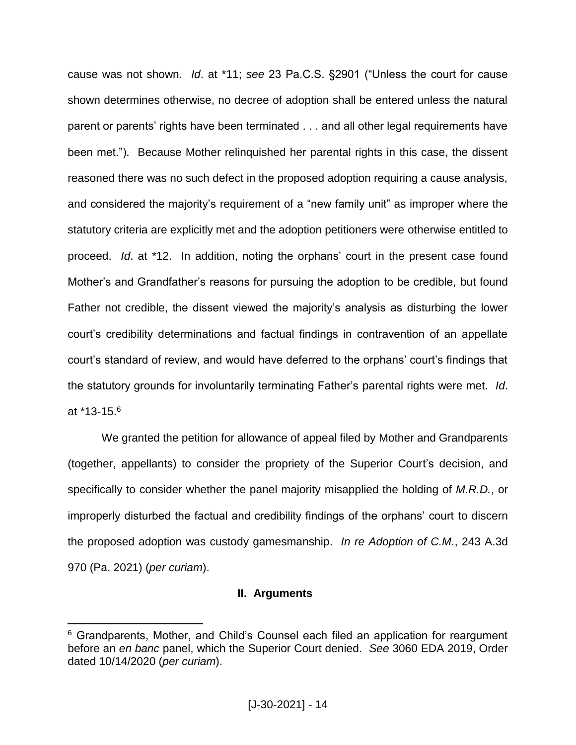cause was not shown. *Id*. at *11; *see* 23 Pa.C.S. §2901 ("Unless the court for cause shown determines otherwise, no decree of adoption shall be entered unless the natural parent or parents' rights have been terminated . . . and all other legal requirements have been met."). Because Mother relinquished her parental rights in this case, the dissent reasoned there was no such defect in the proposed adoption requiring a cause analysis, and considered the majority's requirement of a "new family unit" as improper where the statutory criteria are explicitly met and the adoption petitioners were otherwise entitled to proceed. *Id*. at *12. In addition, noting the orphans' court in the present case found Mother's and Grandfather's reasons for pursuing the adoption to be credible, but found Father not credible, the dissent viewed the majority's analysis as disturbing the lower court's credibility determinations and factual findings in contravention of an appellate court's standard of review, and would have deferred to the orphans' court's findings that the statutory grounds for involuntarily terminating Father's parental rights were met. *Id*. at *13-15.[6]

We granted the petition for allowance of appeal filed by Mother and Grandparents (together, appellants) to consider the propriety of the Superior Court's decision, and specifically to consider whether the panel majority misapplied the holding of *M.R.D.*, or improperly disturbed the factual and credibility findings of the orphans' court to discern the proposed adoption was custody gamesmanship. *In re Adoption of C.M.*, 243 A.3d 970 (Pa. 2021) (*per curiam*).

## II. Arguments

[6] Grandparents, Mother, and Child's Counsel each filed an application for reargument before an *en banc* panel, which the Superior Court denied. *See* 3060 EDA 2019, Order dated 10/14/2020 (*per curiam*).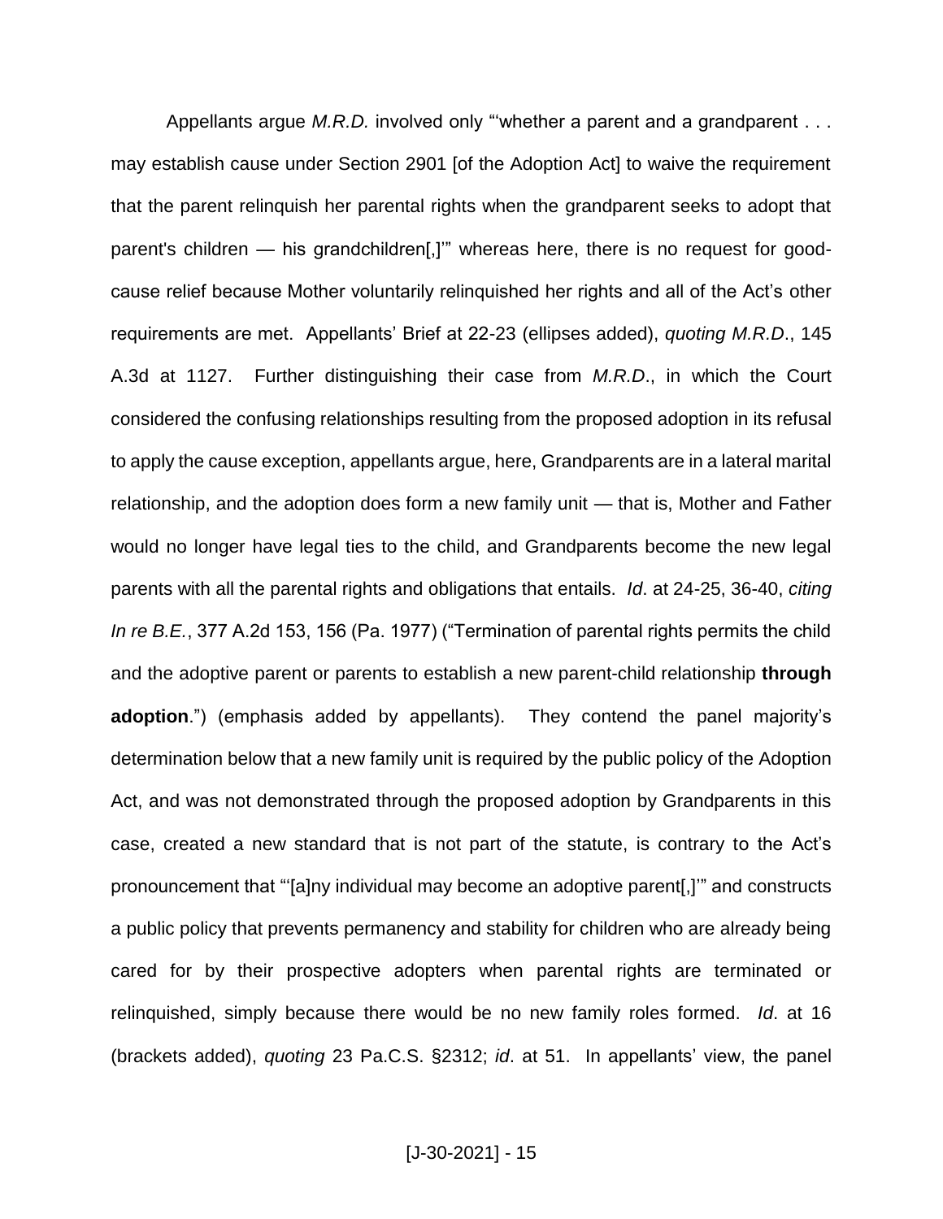Appellants argue *M.R.D.* involved only "'whether a parent and a grandparent . . . may establish cause under Section 2901 [of the Adoption Act] to waive the requirement that the parent relinquish her parental rights when the grandparent seeks to adopt that parent's children — his grandchildren[,]'" whereas here, there is no request for good-cause relief because Mother voluntarily relinquished her rights and all of the Act's other requirements are met. Appellants' Brief at 22-23 (ellipses added), *quoting M.R.D*., 145 A.3d at 1127. Further distinguishing their case from *M.R.D*., in which the Court considered the confusing relationships resulting from the proposed adoption in its refusal to apply the cause exception, appellants argue, here, Grandparents are in a lateral marital relationship, and the adoption does form a new family unit — that is, Mother and Father would no longer have legal ties to the child, and Grandparents become the new legal parents with all the parental rights and obligations that entails. *Id*. at 24-25, 36-40, *citing In re B.E.*, 377 A.2d 153, 156 (Pa. 1977) ("Termination of parental rights permits the child and the adoptive parent or parents to establish a new parent-child relationship **through adoption**.") (emphasis added by appellants). They contend the panel majority's determination below that a new family unit is required by the public policy of the Adoption Act, and was not demonstrated through the proposed adoption by Grandparents in this case, created a new standard that is not part of the statute, is contrary to the Act's pronouncement that "'[a]ny individual may become an adoptive parent[,]'" and constructs a public policy that prevents permanency and stability for children who are already being cared for by their prospective adopters when parental rights are terminated or relinquished, simply because there would be no new family roles formed. *Id*. at 16 (brackets added), *quoting* 23 Pa.C.S. §2312; *id*. at 51. In appellants' view, the panel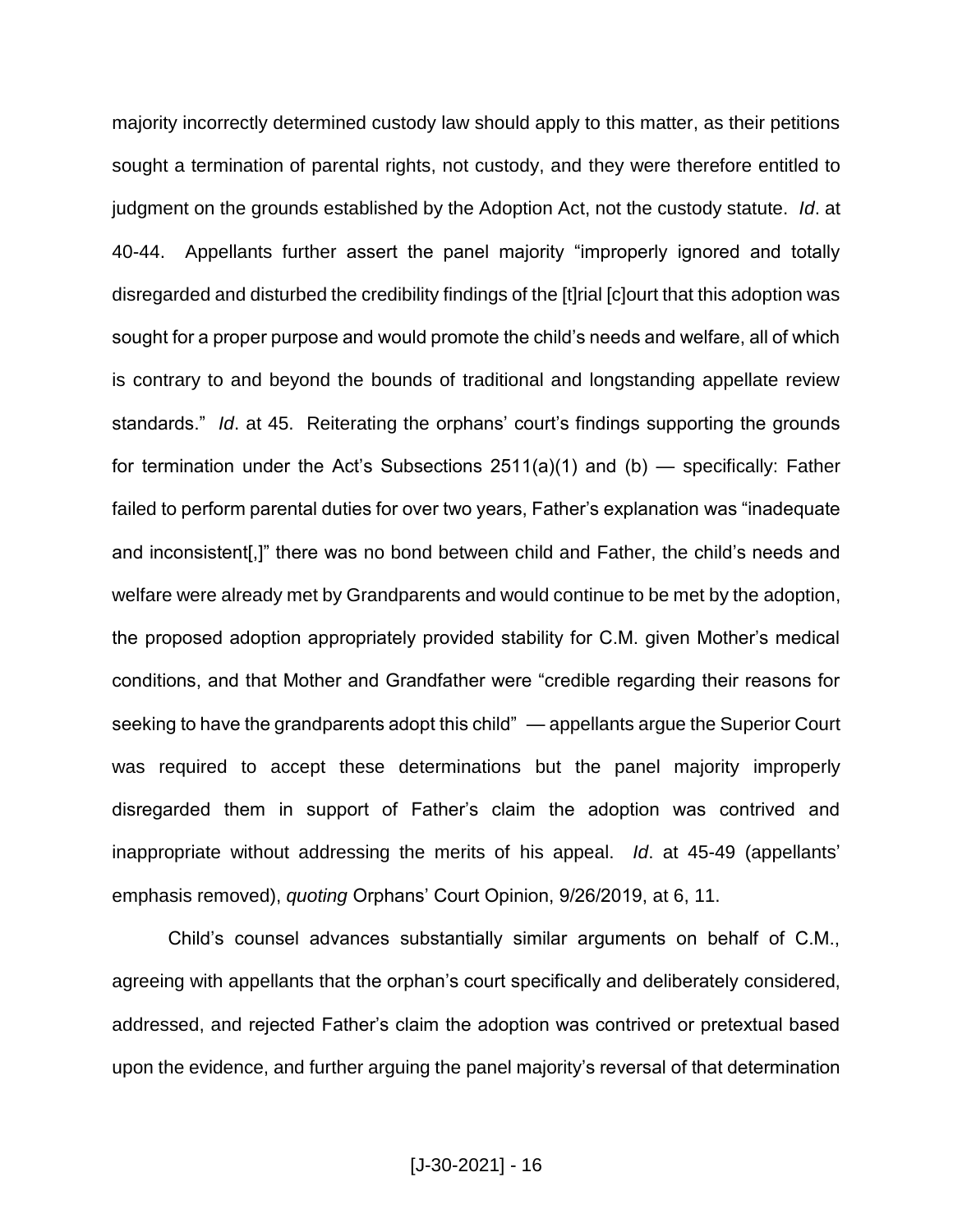majority incorrectly determined custody law should apply to this matter, as their petitions sought a termination of parental rights, not custody, and they were therefore entitled to judgment on the grounds established by the Adoption Act, not the custody statute. *Id*. at 40-44. Appellants further assert the panel majority "improperly ignored and totally disregarded and disturbed the credibility findings of the [t]rial [c]ourt that this adoption was sought for a proper purpose and would promote the child's needs and welfare, all of which is contrary to and beyond the bounds of traditional and longstanding appellate review standards." *Id*. at 45. Reiterating the orphans' court's findings supporting the grounds for termination under the Act's Subsections 2511(a)(1) and (b) — specifically: Father failed to perform parental duties for over two years, Father's explanation was "inadequate and inconsistent[,]" there was no bond between child and Father, the child's needs and welfare were already met by Grandparents and would continue to be met by the adoption, the proposed adoption appropriately provided stability for C.M. given Mother's medical conditions, and that Mother and Grandfather were "credible regarding their reasons for seeking to have the grandparents adopt this child" — appellants argue the Superior Court was required to accept these determinations but the panel majority improperly disregarded them in support of Father's claim the adoption was contrived and inappropriate without addressing the merits of his appeal. *Id*. at 45-49 (appellants' emphasis removed), *quoting* Orphans' Court Opinion, 9/26/2019, at 6, 11.

Child's counsel advances substantially similar arguments on behalf of C.M., agreeing with appellants that the orphan's court specifically and deliberately considered, addressed, and rejected Father's claim the adoption was contrived or pretextual based upon the evidence, and further arguing the panel majority's reversal of that determination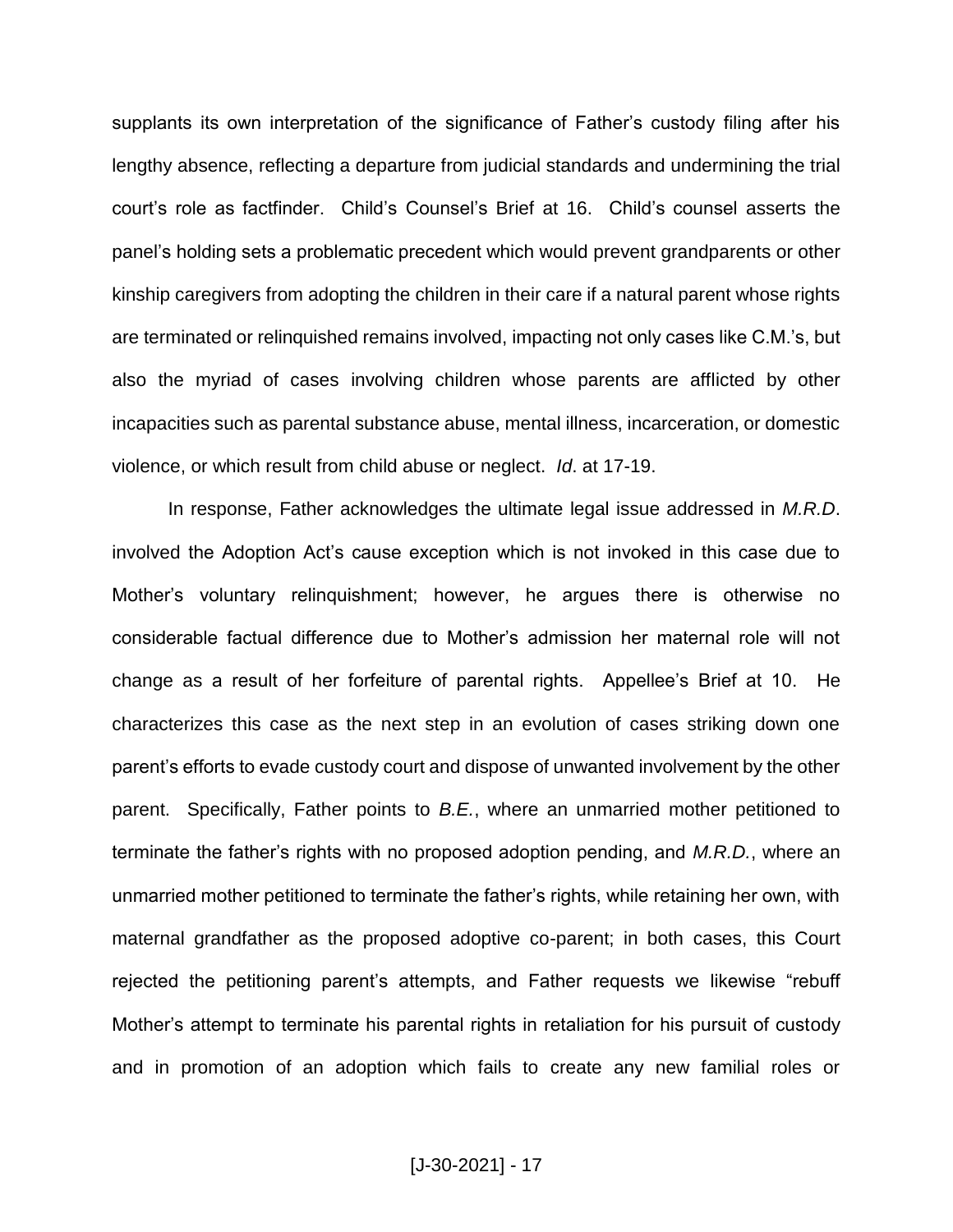supplants its own interpretation of the significance of Father's custody filing after his lengthy absence, reflecting a departure from judicial standards and undermining the trial court's role as factfinder. Child's Counsel's Brief at 16. Child's counsel asserts the panel's holding sets a problematic precedent which would prevent grandparents or other kinship caregivers from adopting the children in their care if a natural parent whose rights are terminated or relinquished remains involved, impacting not only cases like C.M.'s, but also the myriad of cases involving children whose parents are afflicted by other incapacities such as parental substance abuse, mental illness, incarceration, or domestic violence, or which result from child abuse or neglect. *Id*. at 17-19.

In response, Father acknowledges the ultimate legal issue addressed in *M.R.D*. involved the Adoption Act's cause exception which is not invoked in this case due to Mother's voluntary relinquishment; however, he argues there is otherwise no considerable factual difference due to Mother's admission her maternal role will not change as a result of her forfeiture of parental rights. Appellee's Brief at 10. He characterizes this case as the next step in an evolution of cases striking down one parent's efforts to evade custody court and dispose of unwanted involvement by the other parent. Specifically, Father points to *B.E.*, where an unmarried mother petitioned to terminate the father's rights with no proposed adoption pending, and *M.R.D.*, where an unmarried mother petitioned to terminate the father's rights, while retaining her own, with maternal grandfather as the proposed adoptive co-parent; in both cases, this Court rejected the petitioning parent's attempts, and Father requests we likewise "rebuff Mother's attempt to terminate his parental rights in retaliation for his pursuit of custody and in promotion of an adoption which fails to create any new familial roles or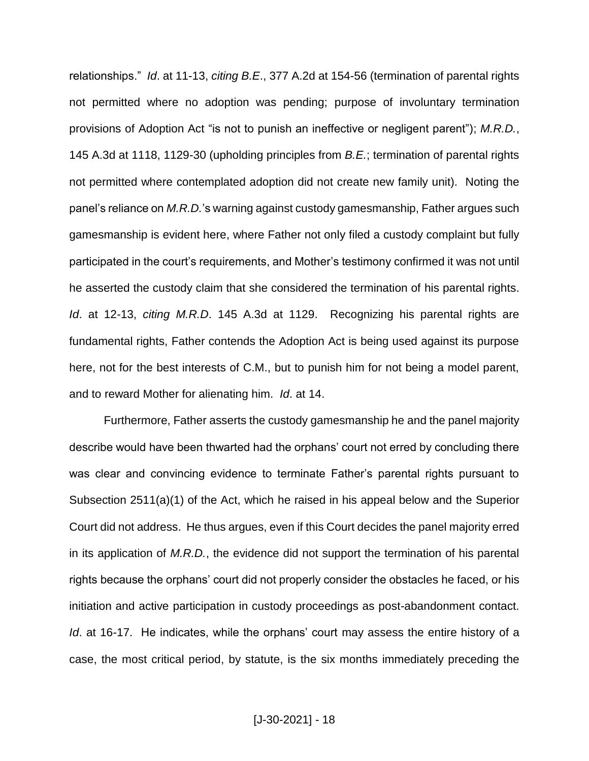relationships." *Id*. at 11-13, *citing B.E.*, 377 A.2d at 154-56 (termination of parental rights not permitted where no adoption was pending; purpose of involuntary termination provisions of Adoption Act "is not to punish an ineffective or negligent parent"); *M.R.D.*, 145 A.3d at 1118, 1129-30 (upholding principles from *B.E.*; termination of parental rights not permitted where contemplated adoption did not create new family unit). Noting the panel's reliance on *M.R.D.*'s warning against custody gamesmanship, Father argues such gamesmanship is evident here, where Father not only filed a custody complaint but fully participated in the court's requirements, and Mother's testimony confirmed it was not until he asserted the custody claim that she considered the termination of his parental rights. *Id*. at 12-13, *citing M.R.D*. 145 A.3d at 1129. Recognizing his parental rights are fundamental rights, Father contends the Adoption Act is being used against its purpose here, not for the best interests of C.M., but to punish him for not being a model parent, and to reward Mother for alienating him. *Id*. at 14.

Furthermore, Father asserts the custody gamesmanship he and the panel majority describe would have been thwarted had the orphans' court not erred by concluding there was clear and convincing evidence to terminate Father's parental rights pursuant to Subsection 2511(a)(1) of the Act, which he raised in his appeal below and the Superior Court did not address. He thus argues, even if this Court decides the panel majority erred in its application of *M.R.D.*, the evidence did not support the termination of his parental rights because the orphans' court did not properly consider the obstacles he faced, or his initiation and active participation in custody proceedings as post-abandonment contact. *Id*. at 16-17. He indicates, while the orphans' court may assess the entire history of a case, the most critical period, by statute, is the six months immediately preceding the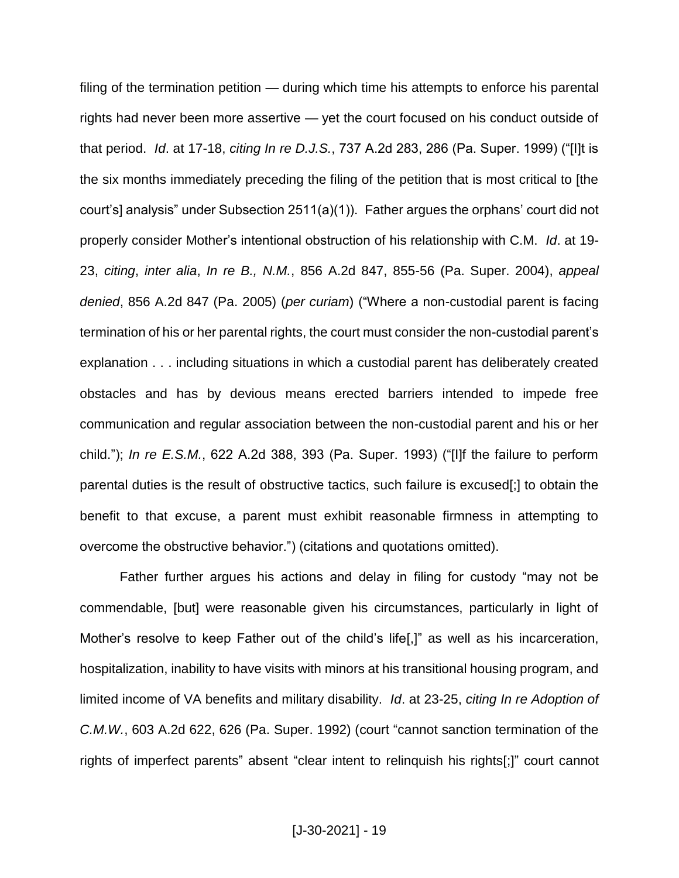filing of the termination petition — during which time his attempts to enforce his parental rights had never been more assertive — yet the court focused on his conduct outside of that period. *Id*. at 17-18, *citing In re D.J.S.*, 737 A.2d 283, 286 (Pa. Super. 1999) ("[I]t is the six months immediately preceding the filing of the petition that is most critical to [the court's] analysis" under Subsection 2511(a)(1)). Father argues the orphans' court did not properly consider Mother's intentional obstruction of his relationship with C.M. *Id*. at 19-23, *citing*, *inter alia*, *In re B., N.M.*, 856 A.2d 847, 855-56 (Pa. Super. 2004), *appeal denied*, 856 A.2d 847 (Pa. 2005) (*per curiam*) ("Where a non-custodial parent is facing termination of his or her parental rights, the court must consider the non-custodial parent's explanation . . . including situations in which a custodial parent has deliberately created obstacles and has by devious means erected barriers intended to impede free communication and regular association between the non-custodial parent and his or her child."); *In re E.S.M.*, 622 A.2d 388, 393 (Pa. Super. 1993) ("[I]f the failure to perform parental duties is the result of obstructive tactics, such failure is excused[;] to obtain the benefit to that excuse, a parent must exhibit reasonable firmness in attempting to overcome the obstructive behavior.") (citations and quotations omitted).

Father further argues his actions and delay in filing for custody "may not be commendable, [but] were reasonable given his circumstances, particularly in light of Mother's resolve to keep Father out of the child's life[,]" as well as his incarceration, hospitalization, inability to have visits with minors at his transitional housing program, and limited income of VA benefits and military disability. *Id*. at 23-25, *citing In re Adoption of C.M.W.*, 603 A.2d 622, 626 (Pa. Super. 1992) (court "cannot sanction termination of the rights of imperfect parents" absent "clear intent to relinquish his rights[;]" court cannot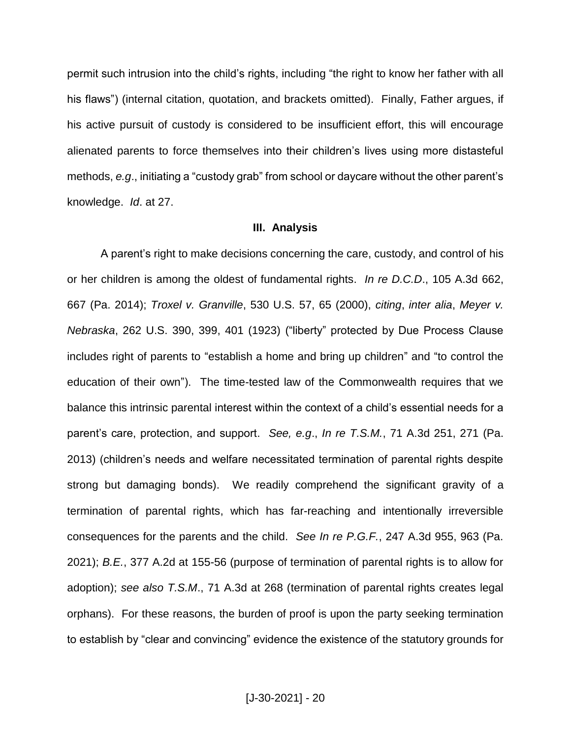permit such intrusion into the child's rights, including "the right to know her father with all his flaws") (internal citation, quotation, and brackets omitted). Finally, Father argues, if his active pursuit of custody is considered to be insufficient effort, this will encourage alienated parents to force themselves into their children's lives using more distasteful methods, *e.g*., initiating a "custody grab" from school or daycare without the other parent's knowledge. *Id*. at 27.

### III. Analysis

A parent's right to make decisions concerning the care, custody, and control of his or her children is among the oldest of fundamental rights. *In re D.C.D*., 105 A.3d 662, 667 (Pa. 2014); *Troxel v. Granville*, 530 U.S. 57, 65 (2000), *citing*, *inter alia*, *Meyer v. Nebraska*, 262 U.S. 390, 399, 401 (1923) ("liberty" protected by Due Process Clause includes right of parents to "establish a home and bring up children" and "to control the education of their own"). The time-tested law of the Commonwealth requires that we balance this intrinsic parental interest within the context of a child's essential needs for a parent's care, protection, and support. *See, e.g*., *In re T.S.M.*, 71 A.3d 251, 271 (Pa. 2013) (children's needs and welfare necessitated termination of parental rights despite strong but damaging bonds). We readily comprehend the significant gravity of a termination of parental rights, which has far-reaching and intentionally irreversible consequences for the parents and the child. *See In re P.G.F.*, 247 A.3d 955, 963 (Pa. 2021); *B.E.*, 377 A.2d at 155-56 (purpose of termination of parental rights is to allow for adoption); *see also T.S.M*., 71 A.3d at 268 (termination of parental rights creates legal orphans). For these reasons, the burden of proof is upon the party seeking termination to establish by "clear and convincing" evidence the existence of the statutory grounds for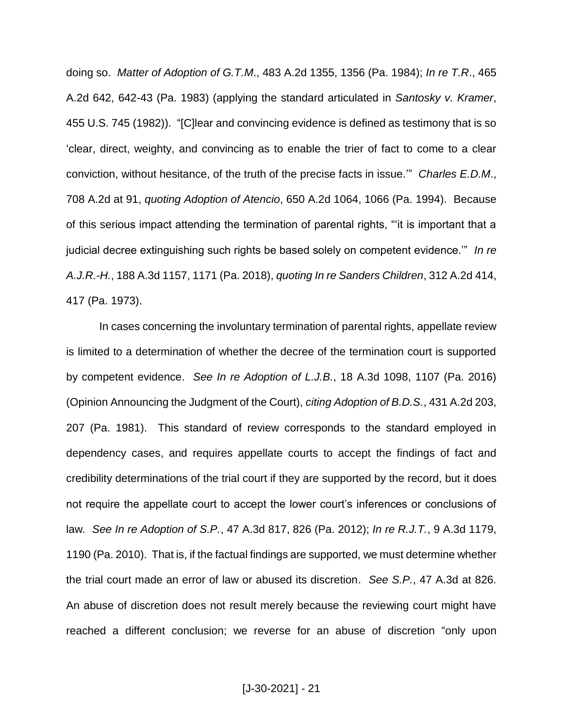doing so. *Matter of Adoption of G.T.M*., 483 A.2d 1355, 1356 (Pa. 1984); *In re T.R*., 465 A.2d 642, 642-43 (Pa. 1983) (applying the standard articulated in *Santosky v. Kramer*, 455 U.S. 745 (1982)). "[C]lear and convincing evidence is defined as testimony that is so 'clear, direct, weighty, and convincing as to enable the trier of fact to come to a clear conviction, without hesitance, of the truth of the precise facts in issue.'" *Charles E.D.M*., 708 A.2d at 91, *quoting Adoption of Atencio*, 650 A.2d 1064, 1066 (Pa. 1994). Because of this serious impact attending the termination of parental rights, "'it is important that a judicial decree extinguishing such rights be based solely on competent evidence.'" *In re A.J.R.-H.*, 188 A.3d 1157, 1171 (Pa. 2018), *quoting In re Sanders Children*, 312 A.2d 414, 417 (Pa. 1973).

In cases concerning the involuntary termination of parental rights, appellate review is limited to a determination of whether the decree of the termination court is supported by competent evidence. *See In re Adoption of L.J.B.*, 18 A.3d 1098, 1107 (Pa. 2016) (Opinion Announcing the Judgment of the Court), *citing Adoption of B.D.S.*, 431 A.2d 203, 207 (Pa. 1981). This standard of review corresponds to the standard employed in dependency cases, and requires appellate courts to accept the findings of fact and credibility determinations of the trial court if they are supported by the record, but it does not require the appellate court to accept the lower court's inferences or conclusions of law. *See In re Adoption of S.P.*, 47 A.3d 817, 826 (Pa. 2012); *In re R.J.T.*, 9 A.3d 1179, 1190 (Pa. 2010). That is, if the factual findings are supported, we must determine whether the trial court made an error of law or abused its discretion. *See S.P.*, 47 A.3d at 826. An abuse of discretion does not result merely because the reviewing court might have reached a different conclusion; we reverse for an abuse of discretion "only upon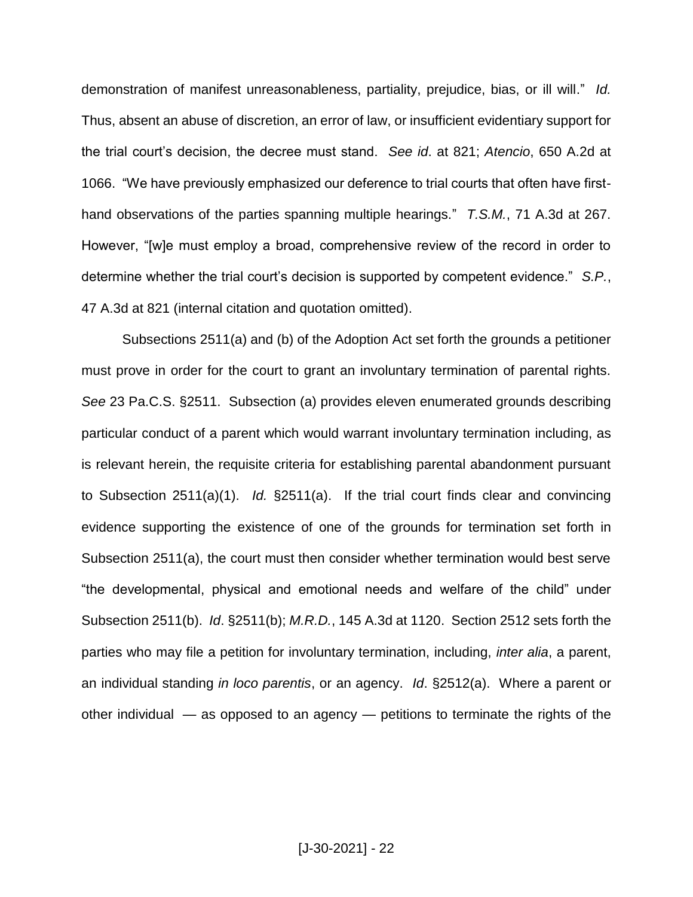demonstration of manifest unreasonableness, partiality, prejudice, bias, or ill will." *Id.* Thus, absent an abuse of discretion, an error of law, or insufficient evidentiary support for the trial court's decision, the decree must stand. *See id*. at 821; *Atencio*, 650 A.2d at 1066. "We have previously emphasized our deference to trial courts that often have first-hand observations of the parties spanning multiple hearings." *T.S.M.*, 71 A.3d at 267. However, "[w]e must employ a broad, comprehensive review of the record in order to determine whether the trial court's decision is supported by competent evidence." *S.P.*, 47 A.3d at 821 (internal citation and quotation omitted).

Subsections 2511(a) and (b) of the Adoption Act set forth the grounds a petitioner must prove in order for the court to grant an involuntary termination of parental rights. *See* 23 Pa.C.S. §2511. Subsection (a) provides eleven enumerated grounds describing particular conduct of a parent which would warrant involuntary termination including, as is relevant herein, the requisite criteria for establishing parental abandonment pursuant to Subsection 2511(a)(1). *Id.* §2511(a). If the trial court finds clear and convincing evidence supporting the existence of one of the grounds for termination set forth in Subsection 2511(a), the court must then consider whether termination would best serve "the developmental, physical and emotional needs and welfare of the child" under Subsection 2511(b). *Id*. §2511(b); *M.R.D.*, 145 A.3d at 1120. Section 2512 sets forth the parties who may file a petition for involuntary termination, including, *inter alia*, a parent, an individual standing *in loco parentis*, or an agency. *Id*. §2512(a). Where a parent or other individual — as opposed to an agency — petitions to terminate the rights of the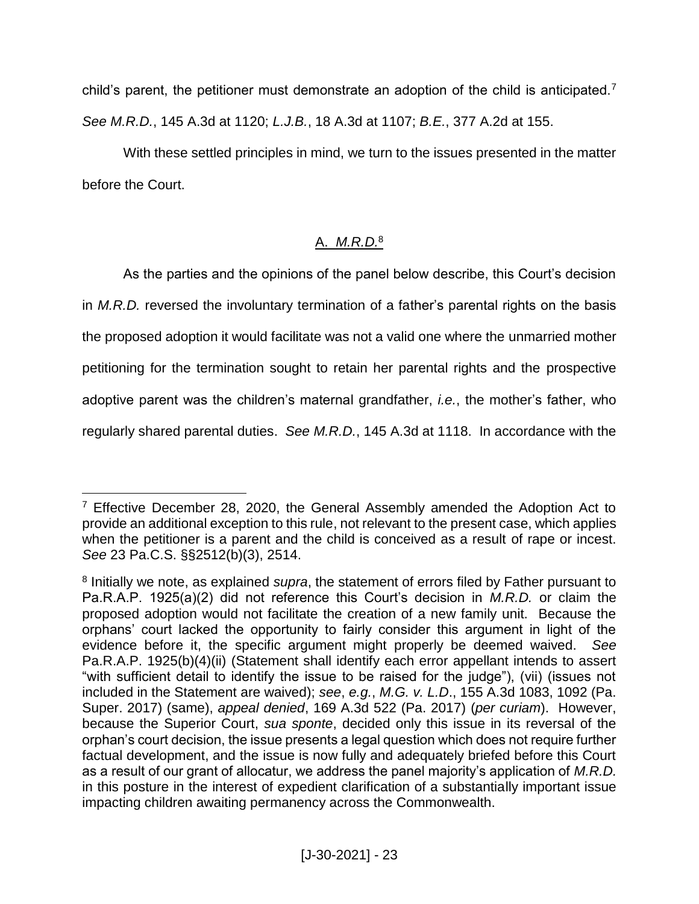child's parent, the petitioner must demonstrate an adoption of the child is anticipated.[7] *See M.R.D.*, 145 A.3d at 1120; *L.J.B.*, 18 A.3d at 1107; *B.E.*, 377 A.2d at 155.

With these settled principles in mind, we turn to the issues presented in the matter before the Court.

## A. *M.R.D.*[8]

As the parties and the opinions of the panel below describe, this Court's decision in *M.R.D.* reversed the involuntary termination of a father's parental rights on the basis the proposed adoption it would facilitate was not a valid one where the unmarried mother petitioning for the termination sought to retain her parental rights and the prospective adoptive parent was the children's maternal grandfather, *i.e.*, the mother's father, who regularly shared parental duties. *See M.R.D.*, 145 A.3d at 1118. In accordance with the

---

[7] Effective December 28, 2020, the General Assembly amended the Adoption Act to provide an additional exception to this rule, not relevant to the present case, which applies when the petitioner is a parent and the child is conceived as a result of rape or incest. *See* 23 Pa.C.S. §§2512(b)(3), 2514.

[8] Initially we note, as explained *supra*, the statement of errors filed by Father pursuant to Pa.R.A.P. 1925(a)(2) did not reference this Court's decision in *M.R.D.* or claim the proposed adoption would not facilitate the creation of a new family unit. Because the orphans' court lacked the opportunity to fairly consider this argument in light of the evidence before it, the specific argument might properly be deemed waived. *See* Pa.R.A.P. 1925(b)(4)(ii) (Statement shall identify each error appellant intends to assert "with sufficient detail to identify the issue to be raised for the judge"), (vii) (issues not included in the Statement are waived); *see*, *e.g.*, *M.G. v. L.D*., 155 A.3d 1083, 1092 (Pa. Super. 2017) (same), *appeal denied*, 169 A.3d 522 (Pa. 2017) (*per curiam*). However, because the Superior Court, *sua sponte*, decided only this issue in its reversal of the orphan's court decision, the issue presents a legal question which does not require further factual development, and the issue is now fully and adequately briefed before this Court as a result of our grant of allocatur, we address the panel majority's application of *M.R.D.* in this posture in the interest of expedient clarification of a substantially important issue impacting children awaiting permanency across the Commonwealth.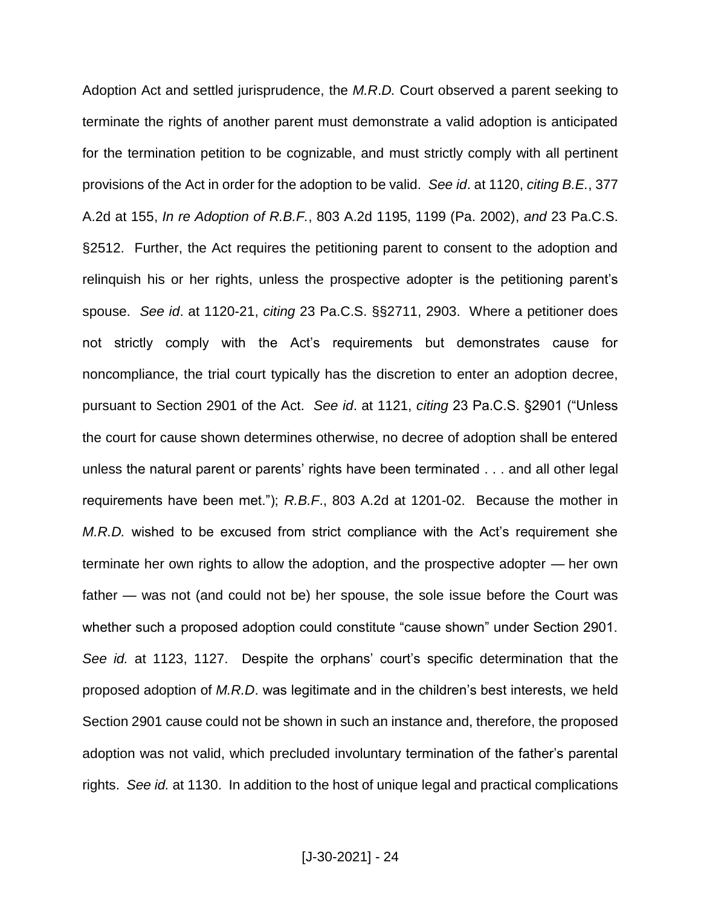Adoption Act and settled jurisprudence, the *M.R.D.* Court observed a parent seeking to terminate the rights of another parent must demonstrate a valid adoption is anticipated for the termination petition to be cognizable, and must strictly comply with all pertinent provisions of the Act in order for the adoption to be valid. *See id*. at 1120, *citing B.E.*, 377 A.2d at 155, *In re Adoption of R.B.F.*, 803 A.2d 1195, 1199 (Pa. 2002), *and* 23 Pa.C.S. §2512. Further, the Act requires the petitioning parent to consent to the adoption and relinquish his or her rights, unless the prospective adopter is the petitioning parent's spouse. *See id*. at 1120-21, *citing* 23 Pa.C.S. §§2711, 2903. Where a petitioner does not strictly comply with the Act's requirements but demonstrates cause for noncompliance, the trial court typically has the discretion to enter an adoption decree, pursuant to Section 2901 of the Act. *See id*. at 1121, *citing* 23 Pa.C.S. §2901 ("Unless the court for cause shown determines otherwise, no decree of adoption shall be entered unless the natural parent or parents' rights have been terminated . . . and all other legal requirements have been met."); *R.B.F*., 803 A.2d at 1201-02. Because the mother in *M.R.D.* wished to be excused from strict compliance with the Act's requirement she terminate her own rights to allow the adoption, and the prospective adopter — her own father — was not (and could not be) her spouse, the sole issue before the Court was whether such a proposed adoption could constitute "cause shown" under Section 2901. *See id.* at 1123, 1127. Despite the orphans' court's specific determination that the proposed adoption of *M.R.D*. was legitimate and in the children's best interests, we held Section 2901 cause could not be shown in such an instance and, therefore, the proposed adoption was not valid, which precluded involuntary termination of the father's parental rights. *See id.* at 1130. In addition to the host of unique legal and practical complications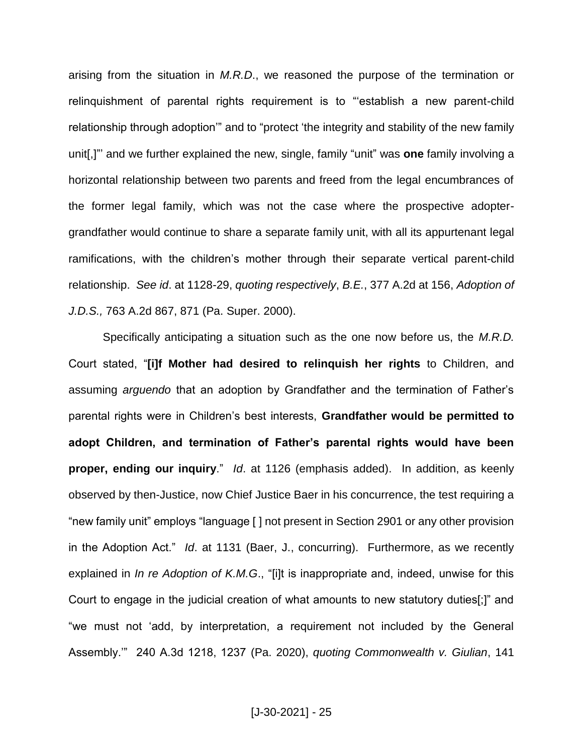arising from the situation in *M.R.D*., we reasoned the purpose of the termination or relinquishment of parental rights requirement is to "'establish a new parent-child relationship through adoption'" and to "protect 'the integrity and stability of the new family unit[,]"' and we further explained the new, single, family "unit" was **one** family involving a horizontal relationship between two parents and freed from the legal encumbrances of the former legal family, which was not the case where the prospective adopter-grandfather would continue to share a separate family unit, with all its appurtenant legal ramifications, with the children's mother through their separate vertical parent-child relationship. *See id*. at 1128-29, *quoting respectively*, *B.E.*, 377 A.2d at 156, *Adoption of J.D.S.,* 763 A.2d 867, 871 (Pa. Super. 2000).

Specifically anticipating a situation such as the one now before us, the *M.R.D.* Court stated, "**[i]f Mother had desired to relinquish her rights** to Children, and assuming *arguendo* that an adoption by Grandfather and the termination of Father's parental rights were in Children's best interests, **Grandfather would be permitted to adopt Children, and termination of Father's parental rights would have been proper, ending our inquiry**." *Id*. at 1126 (emphasis added). In addition, as keenly observed by then-Justice, now Chief Justice Baer in his concurrence, the test requiring a "new family unit" employs "language [ ] not present in Section 2901 or any other provision in the Adoption Act." *Id*. at 1131 (Baer, J., concurring). Furthermore, as we recently explained in *In re Adoption of K.M.G*., "[i]t is inappropriate and, indeed, unwise for this Court to engage in the judicial creation of what amounts to new statutory duties[;]" and "we must not 'add, by interpretation, a requirement not included by the General Assembly.'" 240 A.3d 1218, 1237 (Pa. 2020), *quoting Commonwealth v. Giulian*, 141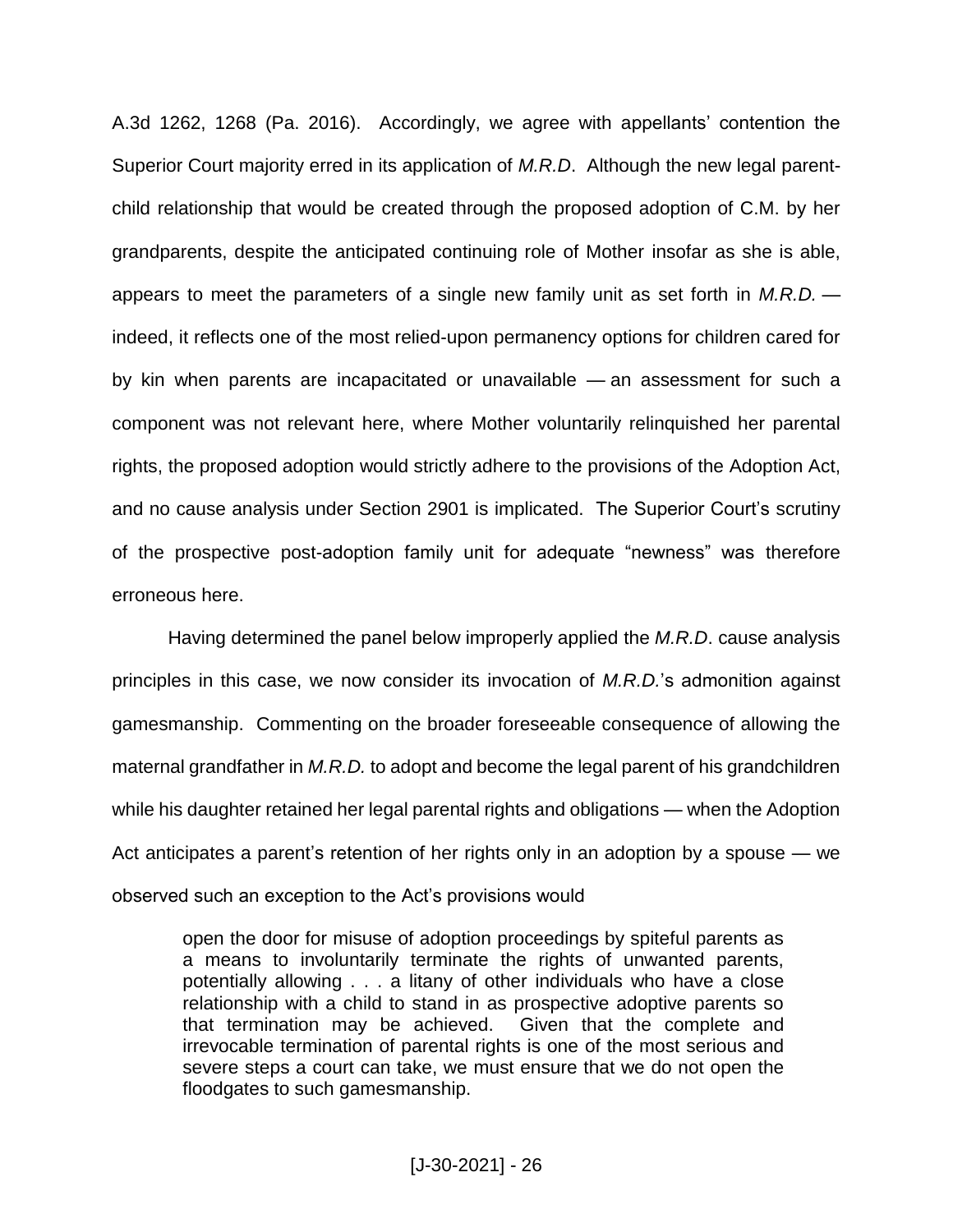A.3d 1262, 1268 (Pa. 2016). Accordingly, we agree with appellants' contention the Superior Court majority erred in its application of *M.R.D*. Although the new legal parent-child relationship that would be created through the proposed adoption of C.M. by her grandparents, despite the anticipated continuing role of Mother insofar as she is able, appears to meet the parameters of a single new family unit as set forth in *M.R.D.* — indeed, it reflects one of the most relied-upon permanency options for children cared for by kin when parents are incapacitated or unavailable — an assessment for such a component was not relevant here, where Mother voluntarily relinquished her parental rights, the proposed adoption would strictly adhere to the provisions of the Adoption Act, and no cause analysis under Section 2901 is implicated. The Superior Court's scrutiny of the prospective post-adoption family unit for adequate "newness" was therefore erroneous here.

Having determined the panel below improperly applied the *M.R.D*. cause analysis principles in this case, we now consider its invocation of *M.R.D.*'s admonition against gamesmanship. Commenting on the broader foreseeable consequence of allowing the maternal grandfather in *M.R.D.* to adopt and become the legal parent of his grandchildren while his daughter retained her legal parental rights and obligations — when the Adoption Act anticipates a parent's retention of her rights only in an adoption by a spouse — we observed such an exception to the Act's provisions would

> open the door for misuse of adoption proceedings by spiteful parents as a means to involuntarily terminate the rights of unwanted parents, potentially allowing . . . a litany of other individuals who have a close relationship with a child to stand in as prospective adoptive parents so that termination may be achieved. Given that the complete and irrevocable termination of parental rights is one of the most serious and severe steps a court can take, we must ensure that we do not open the floodgates to such gamesmanship.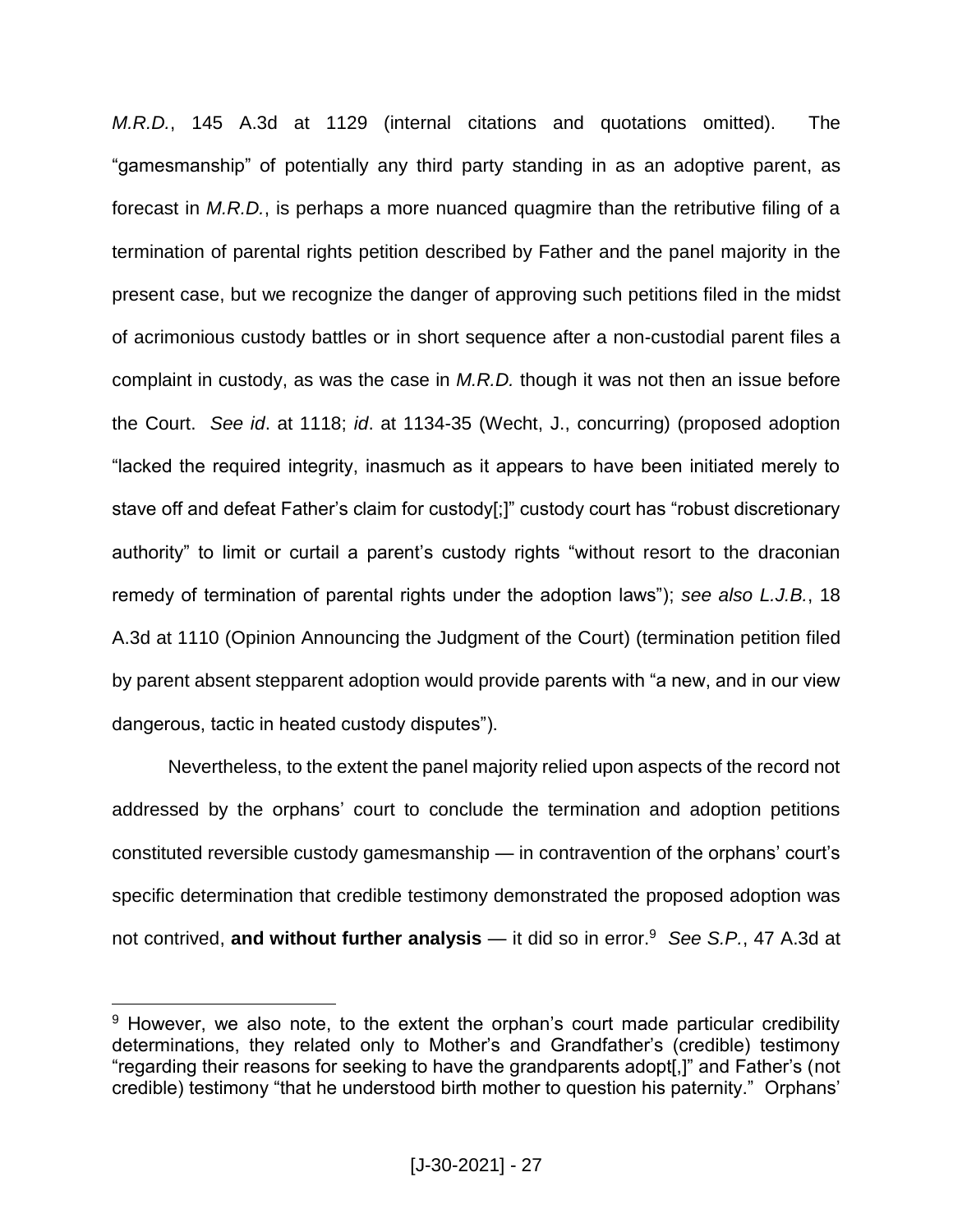*M.R.D.*, 145 A.3d at 1129 (internal citations and quotations omitted). The "gamesmanship" of potentially any third party standing in as an adoptive parent, as forecast in *M.R.D.*, is perhaps a more nuanced quagmire than the retributive filing of a termination of parental rights petition described by Father and the panel majority in the present case, but we recognize the danger of approving such petitions filed in the midst of acrimonious custody battles or in short sequence after a non-custodial parent files a complaint in custody, as was the case in *M.R.D.* though it was not then an issue before the Court. *See id*. at 1118; *id*. at 1134-35 (Wecht, J., concurring) (proposed adoption "lacked the required integrity, inasmuch as it appears to have been initiated merely to stave off and defeat Father's claim for custody[;]" custody court has "robust discretionary authority" to limit or curtail a parent's custody rights "without resort to the draconian remedy of termination of parental rights under the adoption laws"); *see also L.J.B.*, 18 A.3d at 1110 (Opinion Announcing the Judgment of the Court) (termination petition filed by parent absent stepparent adoption would provide parents with "a new, and in our view dangerous, tactic in heated custody disputes").

Nevertheless, to the extent the panel majority relied upon aspects of the record not addressed by the orphans' court to conclude the termination and adoption petitions constituted reversible custody gamesmanship — in contravention of the orphans' court's specific determination that credible testimony demonstrated the proposed adoption was not contrived, **and without further analysis** — it did so in error.[9] *See S.P.*, 47 A.3d at

---

[9] However, we also note, to the extent the orphan's court made particular credibility determinations, they related only to Mother's and Grandfather's (credible) testimony "regarding their reasons for seeking to have the grandparents adopt[,]" and Father's (not credible) testimony "that he understood birth mother to question his paternity." Orphans'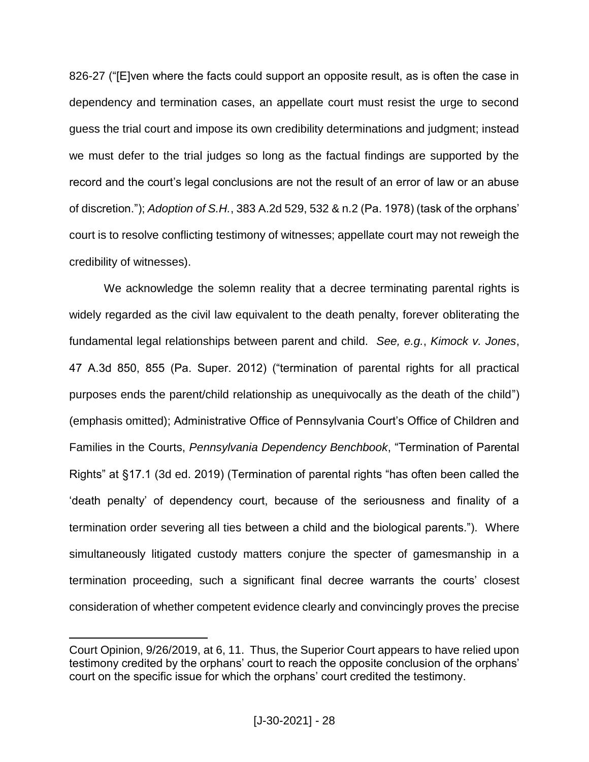826-27 ("[E]ven where the facts could support an opposite result, as is often the case in dependency and termination cases, an appellate court must resist the urge to second guess the trial court and impose its own credibility determinations and judgment; instead we must defer to the trial judges so long as the factual findings are supported by the record and the court's legal conclusions are not the result of an error of law or an abuse of discretion."); *Adoption of S.H.*, 383 A.2d 529, 532 & n.2 (Pa. 1978) (task of the orphans' court is to resolve conflicting testimony of witnesses; appellate court may not reweigh the credibility of witnesses).

We acknowledge the solemn reality that a decree terminating parental rights is widely regarded as the civil law equivalent to the death penalty, forever obliterating the fundamental legal relationships between parent and child. *See, e.g.*, *Kimock v. Jones*, 47 A.3d 850, 855 (Pa. Super. 2012) ("termination of parental rights for all practical purposes ends the parent/child relationship as unequivocally as the death of the child") (emphasis omitted); Administrative Office of Pennsylvania Court's Office of Children and Families in the Courts, *Pennsylvania Dependency Benchbook*, "Termination of Parental Rights" at §17.1 (3d ed. 2019) (Termination of parental rights "has often been called the 'death penalty' of dependency court, because of the seriousness and finality of a termination order severing all ties between a child and the biological parents."). Where simultaneously litigated custody matters conjure the specter of gamesmanship in a termination proceeding, such a significant final decree warrants the courts' closest consideration of whether competent evidence clearly and convincingly proves the precise

---

Court Opinion, 9/26/2019, at 6, 11. Thus, the Superior Court appears to have relied upon testimony credited by the orphans' court to reach the opposite conclusion of the orphans' court on the specific issue for which the orphans' court credited the testimony.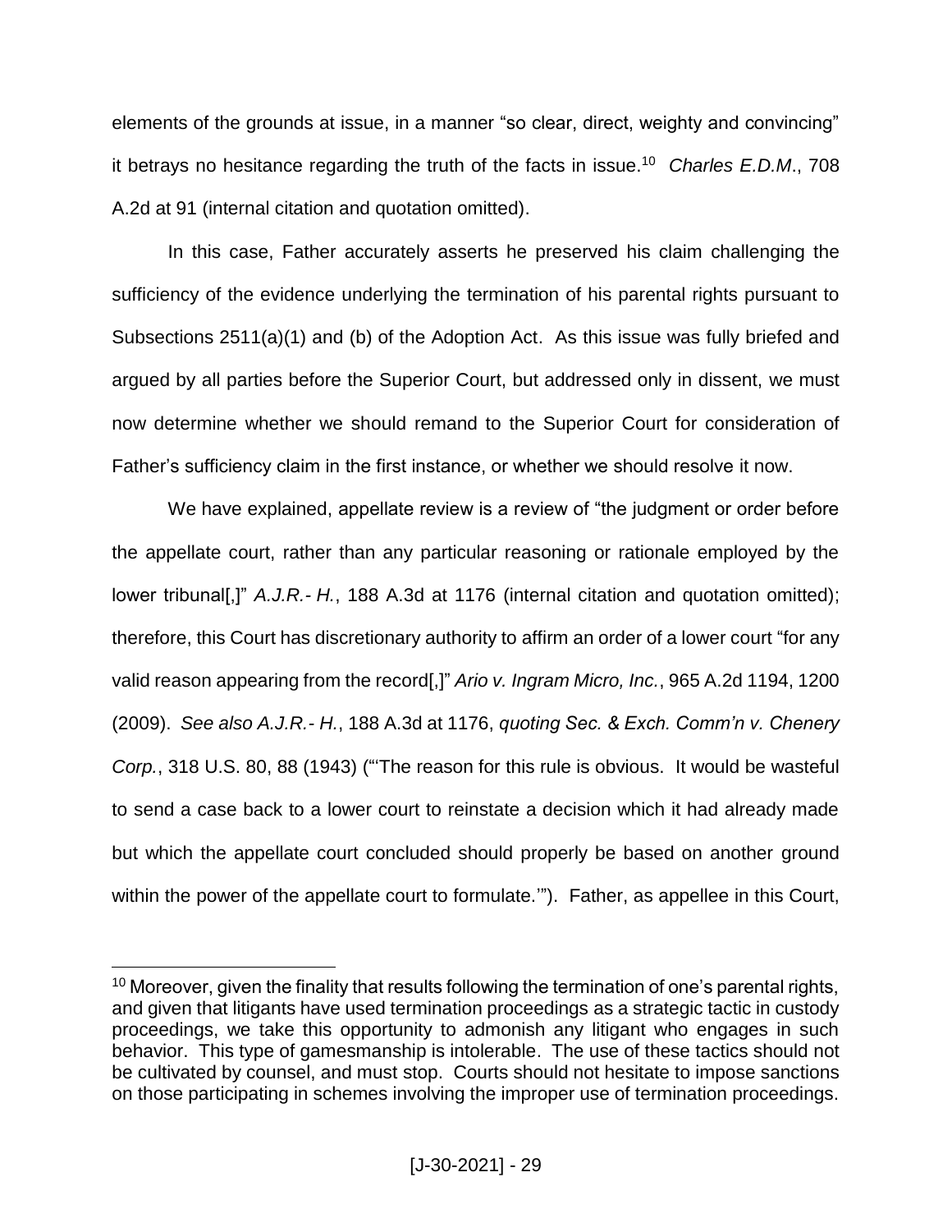elements of the grounds at issue, in a manner "so clear, direct, weighty and convincing" it betrays no hesitance regarding the truth of the facts in issue.[10] *Charles E.D.M*., 708 A.2d at 91 (internal citation and quotation omitted).

In this case, Father accurately asserts he preserved his claim challenging the sufficiency of the evidence underlying the termination of his parental rights pursuant to Subsections 2511(a)(1) and (b) of the Adoption Act. As this issue was fully briefed and argued by all parties before the Superior Court, but addressed only in dissent, we must now determine whether we should remand to the Superior Court for consideration of Father's sufficiency claim in the first instance, or whether we should resolve it now.

We have explained, appellate review is a review of "the judgment or order before the appellate court, rather than any particular reasoning or rationale employed by the lower tribunal[,]" *A.J.R.- H.*, 188 A.3d at 1176 (internal citation and quotation omitted); therefore, this Court has discretionary authority to affirm an order of a lower court "for any valid reason appearing from the record[,]" *Ario v. Ingram Micro, Inc.*, 965 A.2d 1194, 1200 (2009). *See also A.J.R.- H.*, 188 A.3d at 1176, *quoting Sec. & Exch. Comm'n v. Chenery Corp.*, 318 U.S. 80, 88 (1943) ("'The reason for this rule is obvious. It would be wasteful to send a case back to a lower court to reinstate a decision which it had already made but which the appellate court concluded should properly be based on another ground within the power of the appellate court to formulate.'"). Father, as appellee in this Court,

---

[10] Moreover, given the finality that results following the termination of one's parental rights, and given that litigants have used termination proceedings as a strategic tactic in custody proceedings, we take this opportunity to admonish any litigant who engages in such behavior. This type of gamesmanship is intolerable. The use of these tactics should not be cultivated by counsel, and must stop. Courts should not hesitate to impose sanctions on those participating in schemes involving the improper use of termination proceedings.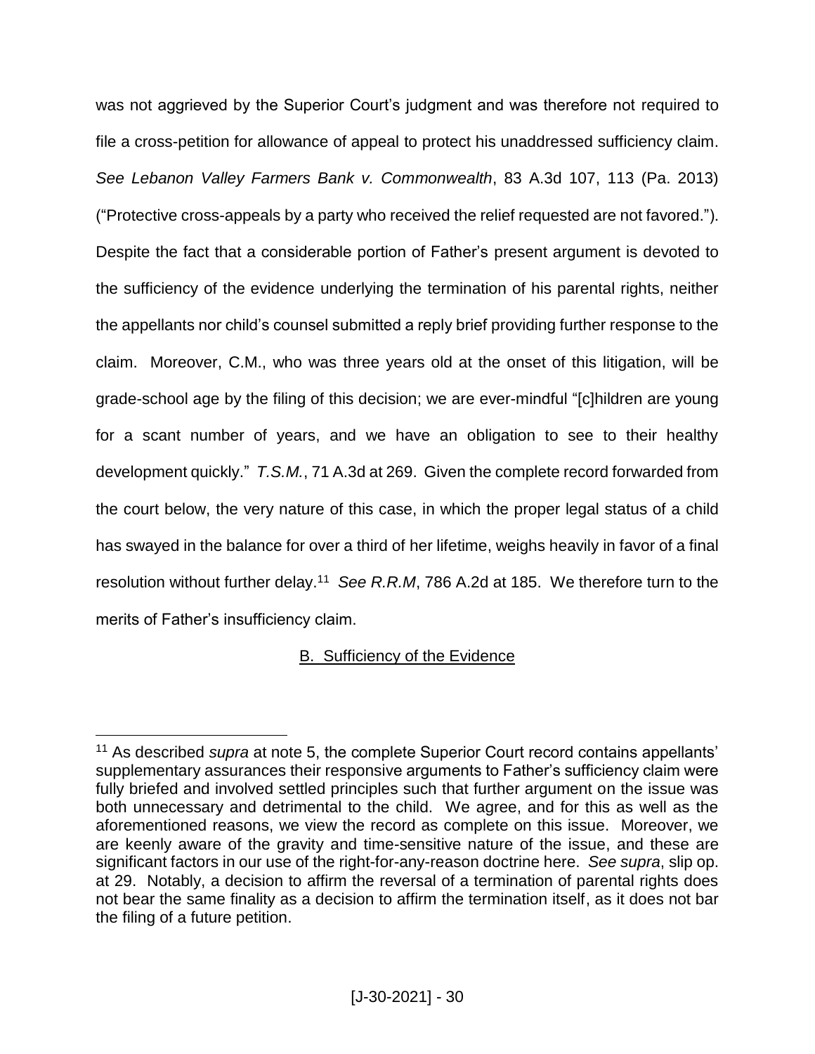was not aggrieved by the Superior Court's judgment and was therefore not required to file a cross-petition for allowance of appeal to protect his unaddressed sufficiency claim. *See Lebanon Valley Farmers Bank v. Commonwealth*, 83 A.3d 107, 113 (Pa. 2013) ("Protective cross-appeals by a party who received the relief requested are not favored."). Despite the fact that a considerable portion of Father's present argument is devoted to the sufficiency of the evidence underlying the termination of his parental rights, neither the appellants nor child's counsel submitted a reply brief providing further response to the claim. Moreover, C.M., who was three years old at the onset of this litigation, will be grade-school age by the filing of this decision; we are ever-mindful "[c]hildren are young for a scant number of years, and we have an obligation to see to their healthy development quickly." *T.S.M.*, 71 A.3d at 269. Given the complete record forwarded from the court below, the very nature of this case, in which the proper legal status of a child has swayed in the balance for over a third of her lifetime, weighs heavily in favor of a final resolution without further delay.[11] *See R.R.M*, 786 A.2d at 185. We therefore turn to the merits of Father's insufficiency claim.

## B. Sufficiency of the Evidence

[11] As described *supra* at note 5, the complete Superior Court record contains appellants' supplementary assurances their responsive arguments to Father's sufficiency claim were fully briefed and involved settled principles such that further argument on the issue was both unnecessary and detrimental to the child. We agree, and for this as well as the aforementioned reasons, we view the record as complete on this issue. Moreover, we are keenly aware of the gravity and time-sensitive nature of the issue, and these are significant factors in our use of the right-for-any-reason doctrine here. *See supra*, slip op. at 29. Notably, a decision to affirm the reversal of a termination of parental rights does not bear the same finality as a decision to affirm the termination itself, as it does not bar the filing of a future petition.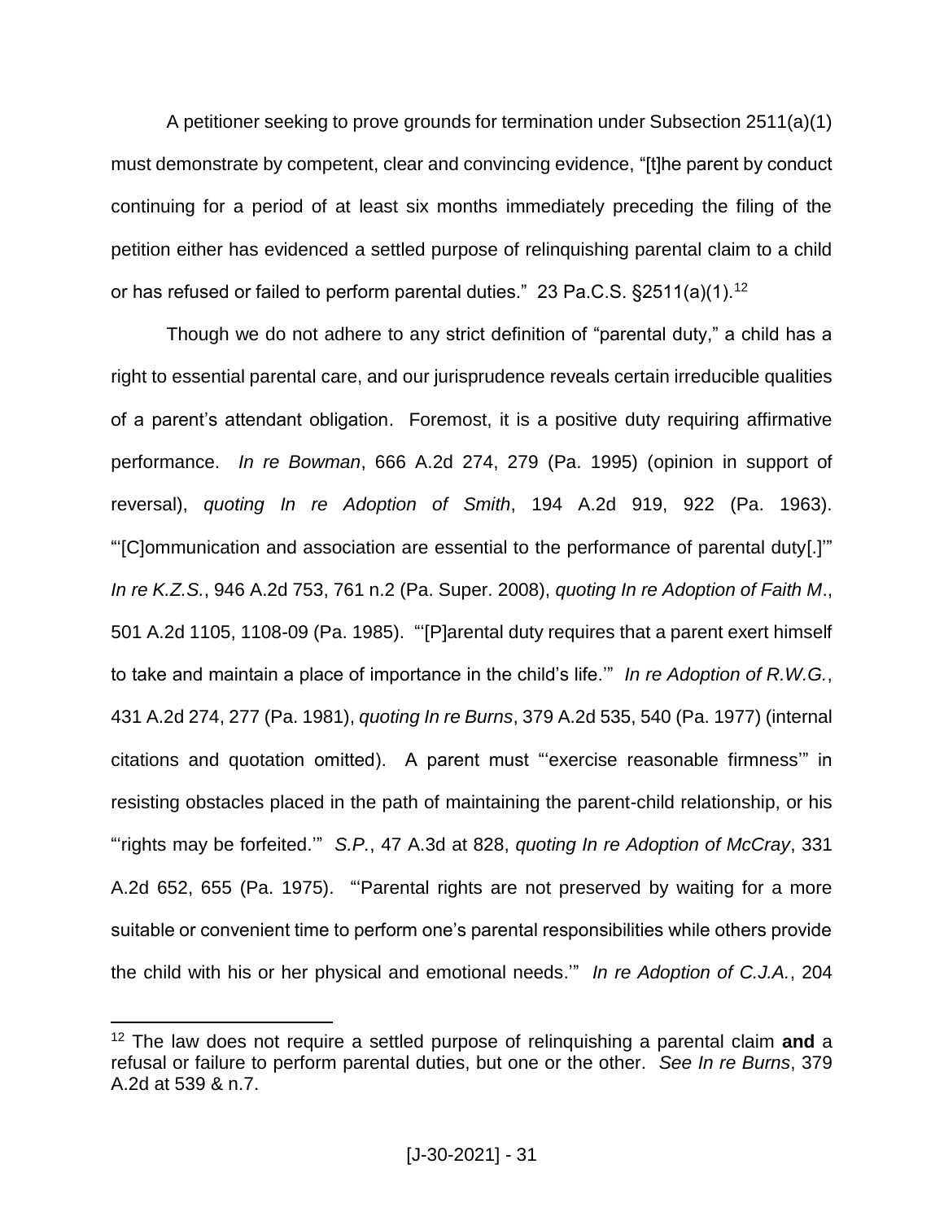A petitioner seeking to prove grounds for termination under Subsection 2511(a)(1) must demonstrate by competent, clear and convincing evidence, "[t]he parent by conduct continuing for a period of at least six months immediately preceding the filing of the petition either has evidenced a settled purpose of relinquishing parental claim to a child or has refused or failed to perform parental duties." 23 Pa.C.S. §2511(a)(1).[12]

Though we do not adhere to any strict definition of "parental duty," a child has a right to essential parental care, and our jurisprudence reveals certain irreducible qualities of a parent's attendant obligation. Foremost, it is a positive duty requiring affirmative performance. *In re Bowman*, 666 A.2d 274, 279 (Pa. 1995) (opinion in support of reversal), *quoting In re Adoption of Smith*, 194 A.2d 919, 922 (Pa. 1963). "'[C]ommunication and association are essential to the performance of parental duty[.]'" *In re K.Z.S.*, 946 A.2d 753, 761 n.2 (Pa. Super. 2008), *quoting In re Adoption of Faith M*., 501 A.2d 1105, 1108-09 (Pa. 1985). "'[P]arental duty requires that a parent exert himself to take and maintain a place of importance in the child's life.'" *In re Adoption of R.W.G.*, 431 A.2d 274, 277 (Pa. 1981), *quoting In re Burns*, 379 A.2d 535, 540 (Pa. 1977) (internal citations and quotation omitted). A parent must "'exercise reasonable firmness'" in resisting obstacles placed in the path of maintaining the parent-child relationship, or his "'rights may be forfeited.'" *S.P.*, 47 A.3d at 828, *quoting In re Adoption of McCray*, 331 A.2d 652, 655 (Pa. 1975). "'Parental rights are not preserved by waiting for a more suitable or convenient time to perform one's parental responsibilities while others provide the child with his or her physical and emotional needs.'" *In re Adoption of C.J.A.*, 204

---

[12] The law does not require a settled purpose of relinquishing a parental claim **and** a refusal or failure to perform parental duties, but one or the other. *See In re Burns*, 379 A.2d at 539 & n.7.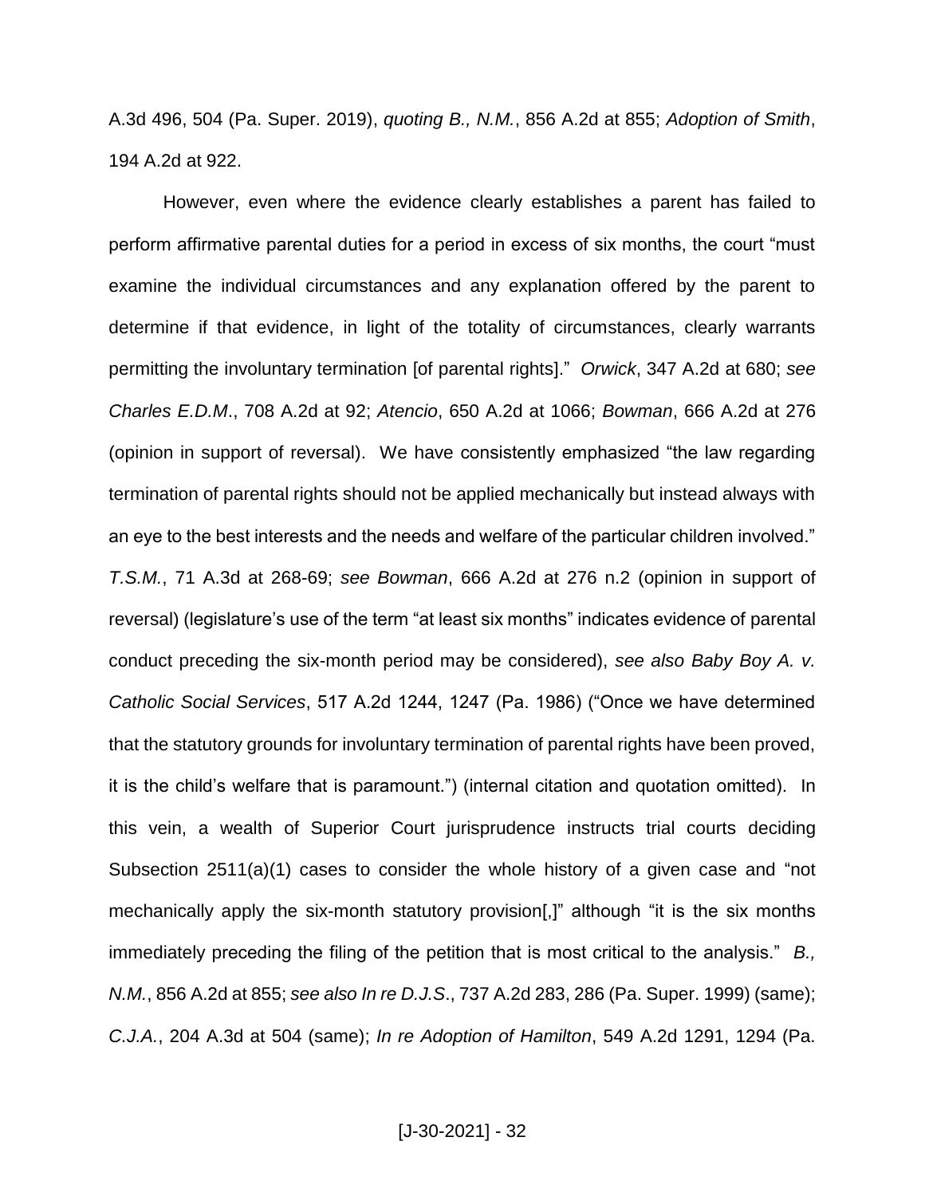A.3d 496, 504 (Pa. Super. 2019), *quoting B., N.M.*, 856 A.2d at 855; *Adoption of Smith*, 194 A.2d at 922.

However, even where the evidence clearly establishes a parent has failed to perform affirmative parental duties for a period in excess of six months, the court "must examine the individual circumstances and any explanation offered by the parent to determine if that evidence, in light of the totality of circumstances, clearly warrants permitting the involuntary termination [of parental rights]." *Orwick*, 347 A.2d at 680; *see Charles E.D.M.*, 708 A.2d at 92; *Atencio*, 650 A.2d at 1066; *Bowman*, 666 A.2d at 276 (opinion in support of reversal). We have consistently emphasized "the law regarding termination of parental rights should not be applied mechanically but instead always with an eye to the best interests and the needs and welfare of the particular children involved." *T.S.M.*, 71 A.3d at 268-69; *see Bowman*, 666 A.2d at 276 n.2 (opinion in support of reversal) (legislature's use of the term "at least six months" indicates evidence of parental conduct preceding the six-month period may be considered), *see also Baby Boy A. v. Catholic Social Services*, 517 A.2d 1244, 1247 (Pa. 1986) ("Once we have determined that the statutory grounds for involuntary termination of parental rights have been proved, it is the child's welfare that is paramount.") (internal citation and quotation omitted). In this vein, a wealth of Superior Court jurisprudence instructs trial courts deciding Subsection 2511(a)(1) cases to consider the whole history of a given case and "not mechanically apply the six-month statutory provision[,]" although "it is the six months immediately preceding the filing of the petition that is most critical to the analysis." *B., N.M.*, 856 A.2d at 855; *see also In re D.J.S.*, 737 A.2d 283, 286 (Pa. Super. 1999) (same); *C.J.A.*, 204 A.3d at 504 (same); *In re Adoption of Hamilton*, 549 A.2d 1291, 1294 (Pa.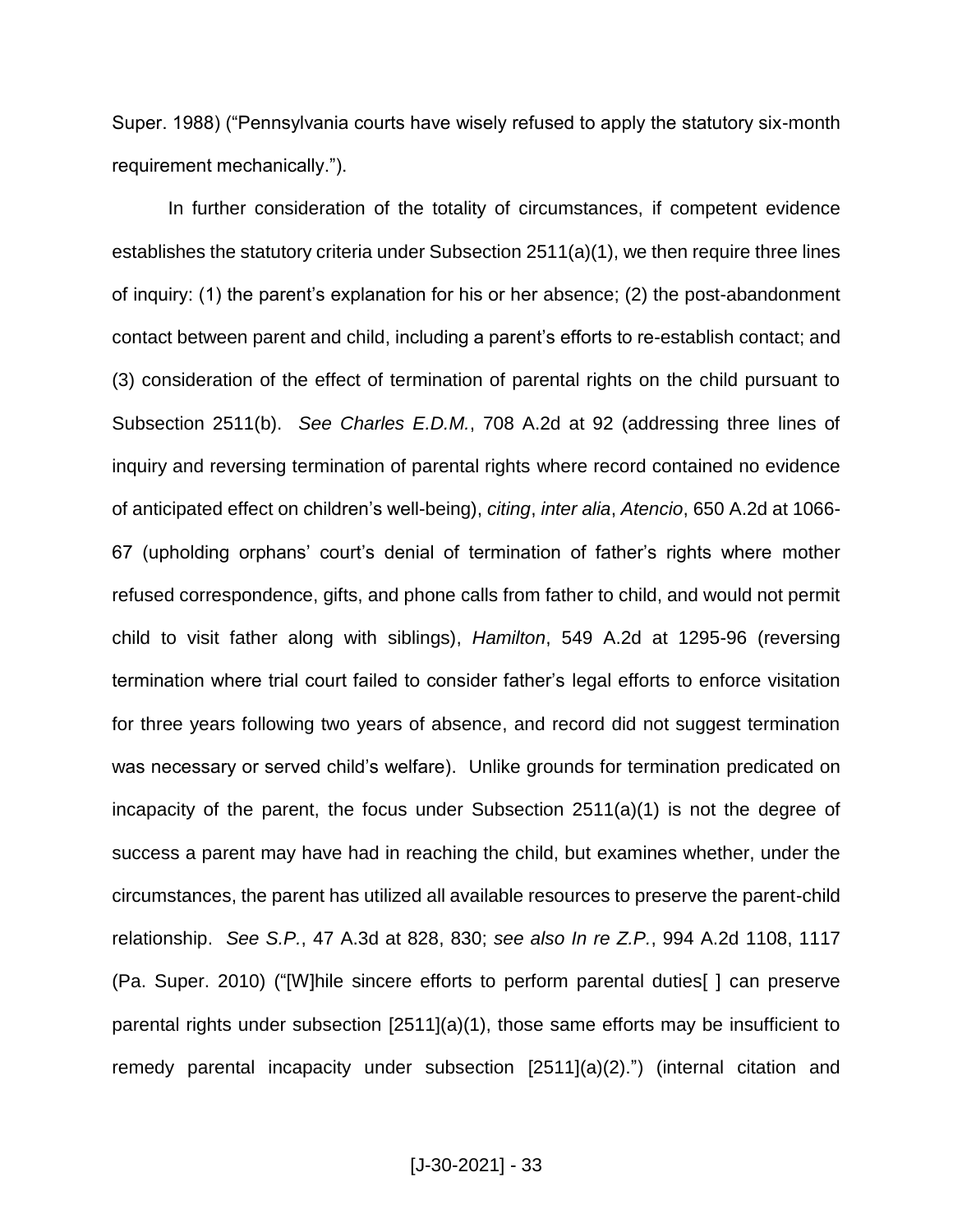Super. 1988) ("Pennsylvania courts have wisely refused to apply the statutory six-month requirement mechanically.").

In further consideration of the totality of circumstances, if competent evidence establishes the statutory criteria under Subsection 2511(a)(1), we then require three lines of inquiry: (1) the parent's explanation for his or her absence; (2) the post-abandonment contact between parent and child, including a parent's efforts to re-establish contact; and (3) consideration of the effect of termination of parental rights on the child pursuant to Subsection 2511(b). *See Charles E.D.M.*, 708 A.2d at 92 (addressing three lines of inquiry and reversing termination of parental rights where record contained no evidence of anticipated effect on children's well-being), *citing*, *inter alia*, *Atencio*, 650 A.2d at 1066-67 (upholding orphans' court's denial of termination of father's rights where mother refused correspondence, gifts, and phone calls from father to child, and would not permit child to visit father along with siblings), *Hamilton*, 549 A.2d at 1295-96 (reversing termination where trial court failed to consider father's legal efforts to enforce visitation for three years following two years of absence, and record did not suggest termination was necessary or served child's welfare). Unlike grounds for termination predicated on incapacity of the parent, the focus under Subsection 2511(a)(1) is not the degree of success a parent may have had in reaching the child, but examines whether, under the circumstances, the parent has utilized all available resources to preserve the parent-child relationship. *See S.P.*, 47 A.3d at 828, 830; *see also In re Z.P.*, 994 A.2d 1108, 1117 (Pa. Super. 2010) ("[W]hile sincere efforts to perform parental duties[ ] can preserve parental rights under subsection [2511](a)(1), those same efforts may be insufficient to remedy parental incapacity under subsection [2511](a)(2).") (internal citation and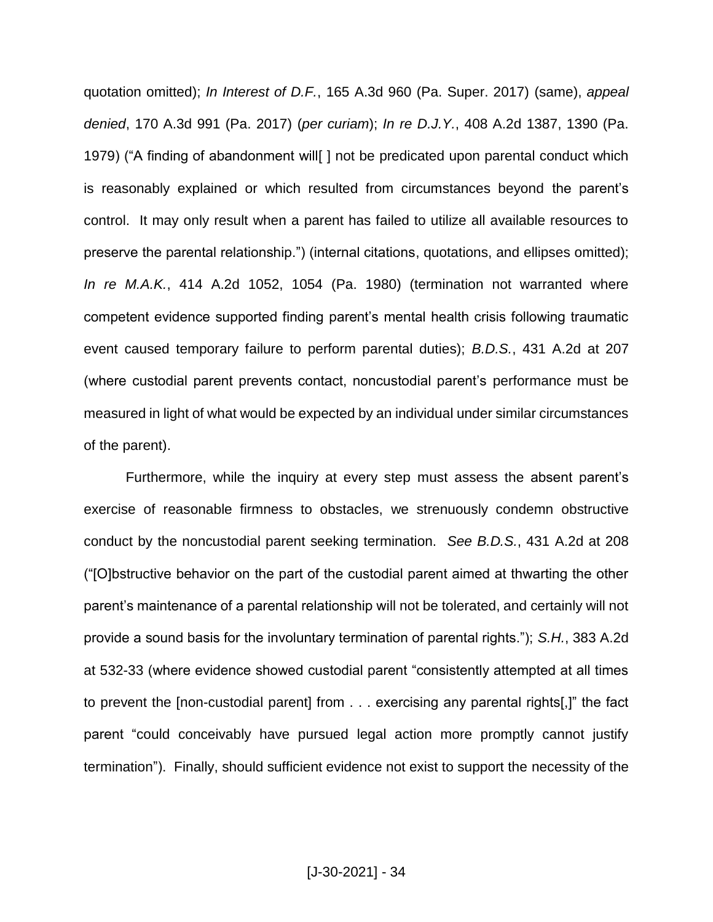quotation omitted); *In Interest of D.F.*, 165 A.3d 960 (Pa. Super. 2017) (same), *appeal denied*, 170 A.3d 991 (Pa. 2017) (*per curiam*); *In re D.J.Y.*, 408 A.2d 1387, 1390 (Pa. 1979) ("A finding of abandonment will[ ] not be predicated upon parental conduct which is reasonably explained or which resulted from circumstances beyond the parent's control. It may only result when a parent has failed to utilize all available resources to preserve the parental relationship.") (internal citations, quotations, and ellipses omitted); *In re M.A.K.*, 414 A.2d 1052, 1054 (Pa. 1980) (termination not warranted where competent evidence supported finding parent's mental health crisis following traumatic event caused temporary failure to perform parental duties); *B.D.S.*, 431 A.2d at 207 (where custodial parent prevents contact, noncustodial parent's performance must be measured in light of what would be expected by an individual under similar circumstances of the parent).

Furthermore, while the inquiry at every step must assess the absent parent's exercise of reasonable firmness to obstacles, we strenuously condemn obstructive conduct by the noncustodial parent seeking termination. *See B.D.S.*, 431 A.2d at 208 ("[O]bstructive behavior on the part of the custodial parent aimed at thwarting the other parent's maintenance of a parental relationship will not be tolerated, and certainly will not provide a sound basis for the involuntary termination of parental rights."); *S.H.*, 383 A.2d at 532-33 (where evidence showed custodial parent "consistently attempted at all times to prevent the [non-custodial parent] from . . . exercising any parental rights[,]" the fact parent "could conceivably have pursued legal action more promptly cannot justify termination"). Finally, should sufficient evidence not exist to support the necessity of the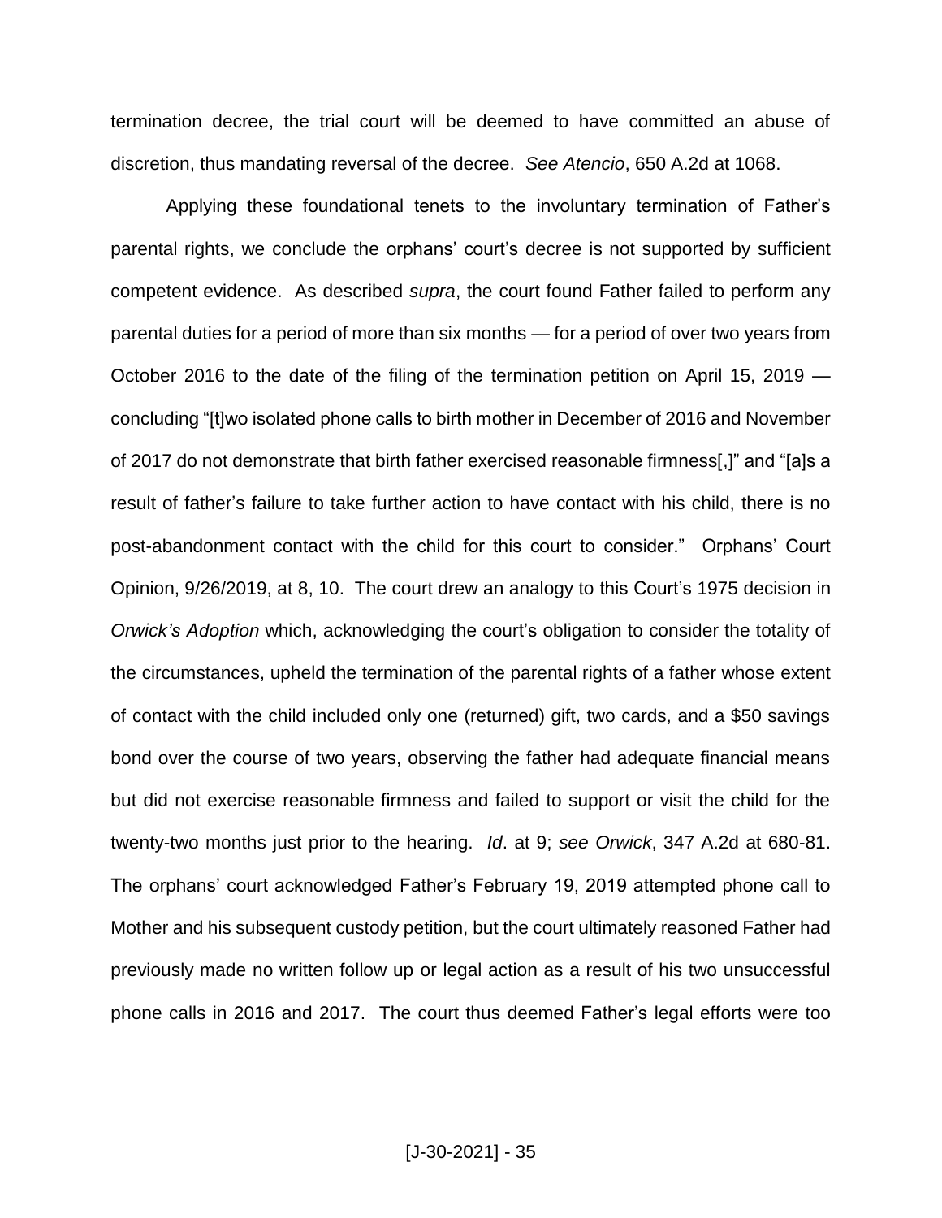termination decree, the trial court will be deemed to have committed an abuse of discretion, thus mandating reversal of the decree. *See Atencio*, 650 A.2d at 1068.

Applying these foundational tenets to the involuntary termination of Father's parental rights, we conclude the orphans' court's decree is not supported by sufficient competent evidence. As described *supra*, the court found Father failed to perform any parental duties for a period of more than six months — for a period of over two years from October 2016 to the date of the filing of the termination petition on April 15, 2019 — concluding "[t]wo isolated phone calls to birth mother in December of 2016 and November of 2017 do not demonstrate that birth father exercised reasonable firmness[,]" and "[a]s a result of father's failure to take further action to have contact with his child, there is no post-abandonment contact with the child for this court to consider." Orphans' Court Opinion, 9/26/2019, at 8, 10. The court drew an analogy to this Court's 1975 decision in *Orwick's Adoption* which, acknowledging the court's obligation to consider the totality of the circumstances, upheld the termination of the parental rights of a father whose extent of contact with the child included only one (returned) gift, two cards, and a $50 savings bond over the course of two years, observing the father had adequate financial means but did not exercise reasonable firmness and failed to support or visit the child for the twenty-two months just prior to the hearing. *Id*. at 9; *see Orwick*, 347 A.2d at 680-81. The orphans' court acknowledged Father's February 19, 2019 attempted phone call to Mother and his subsequent custody petition, but the court ultimately reasoned Father had previously made no written follow up or legal action as a result of his two unsuccessful phone calls in 2016 and 2017. The court thus deemed Father's legal efforts were too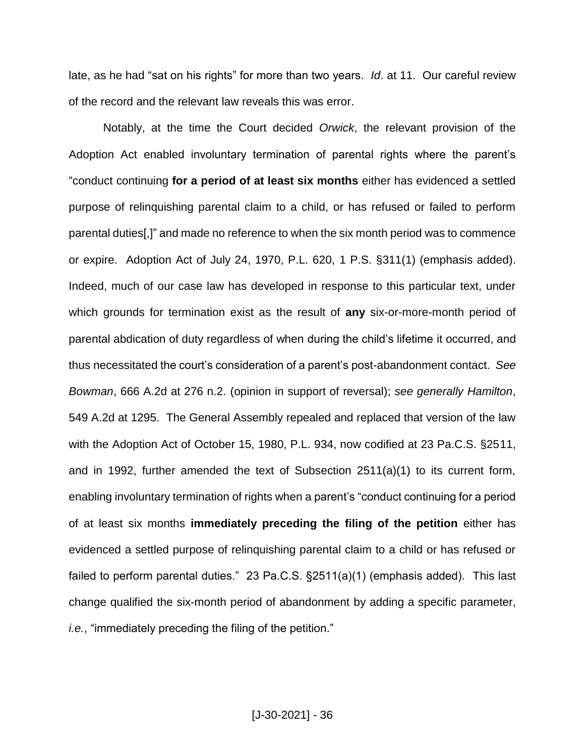late, as he had "sat on his rights" for more than two years. *Id*. at 11. Our careful review of the record and the relevant law reveals this was error.

Notably, at the time the Court decided *Orwick*, the relevant provision of the Adoption Act enabled involuntary termination of parental rights where the parent's "conduct continuing **for a period of at least six months** either has evidenced a settled purpose of relinquishing parental claim to a child, or has refused or failed to perform parental duties[,]" and made no reference to when the six month period was to commence or expire. Adoption Act of July 24, 1970, P.L. 620, 1 P.S. §311(1) (emphasis added). Indeed, much of our case law has developed in response to this particular text, under which grounds for termination exist as the result of **any** six-or-more-month period of parental abdication of duty regardless of when during the child's lifetime it occurred, and thus necessitated the court's consideration of a parent's post-abandonment contact. *See Bowman*, 666 A.2d at 276 n.2. (opinion in support of reversal); *see generally Hamilton*, 549 A.2d at 1295. The General Assembly repealed and replaced that version of the law with the Adoption Act of October 15, 1980, P.L. 934, now codified at 23 Pa.C.S. §2511, and in 1992, further amended the text of Subsection 2511(a)(1) to its current form, enabling involuntary termination of rights when a parent's "conduct continuing for a period of at least six months **immediately preceding the filing of the petition** either has evidenced a settled purpose of relinquishing parental claim to a child or has refused or failed to perform parental duties." 23 Pa.C.S. §2511(a)(1) (emphasis added). This last change qualified the six-month period of abandonment by adding a specific parameter, *i.e.*, "immediately preceding the filing of the petition."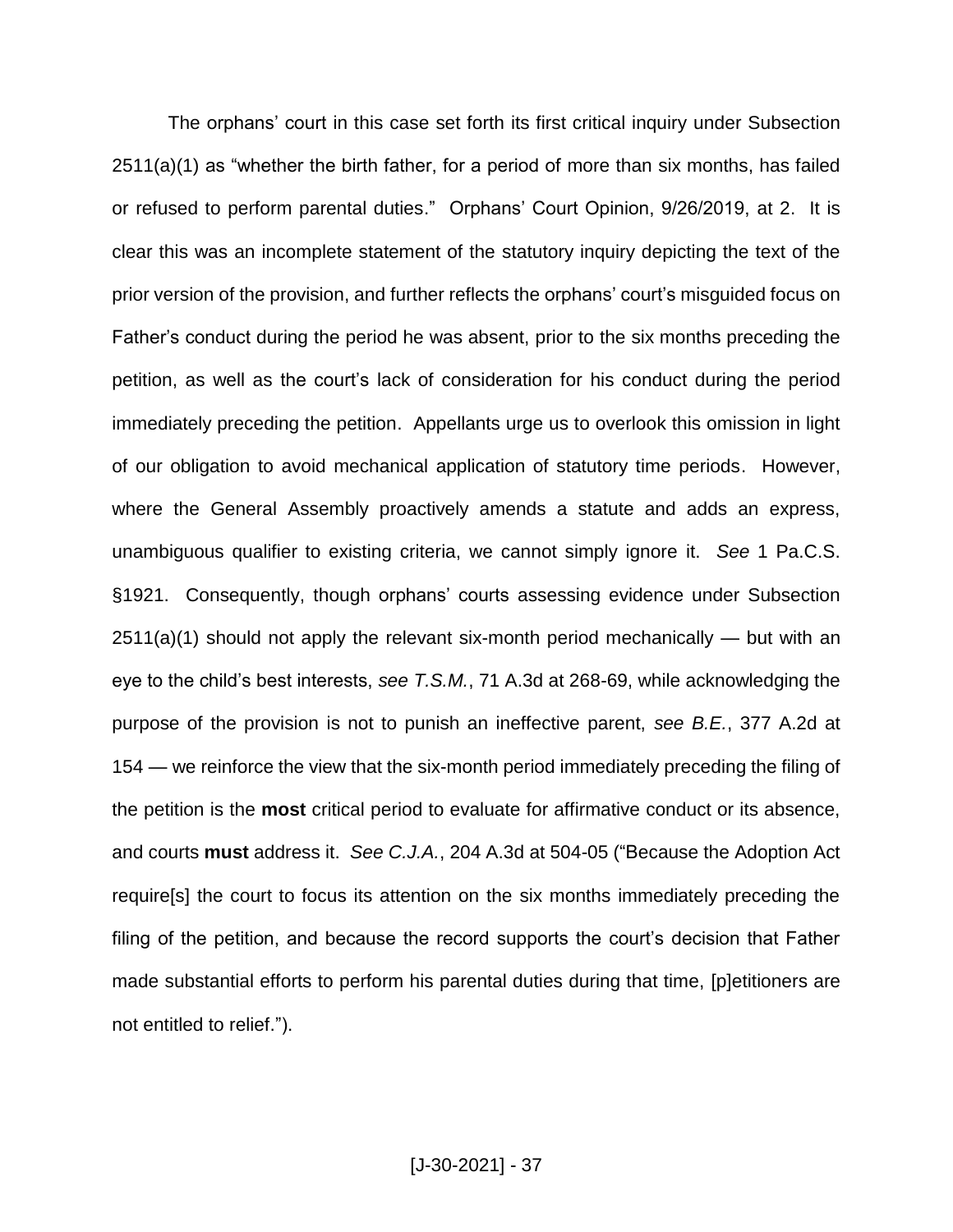The orphans' court in this case set forth its first critical inquiry under Subsection 2511(a)(1) as "whether the birth father, for a period of more than six months, has failed or refused to perform parental duties." Orphans' Court Opinion, 9/26/2019, at 2. It is clear this was an incomplete statement of the statutory inquiry depicting the text of the prior version of the provision, and further reflects the orphans' court's misguided focus on Father's conduct during the period he was absent, prior to the six months preceding the petition, as well as the court's lack of consideration for his conduct during the period immediately preceding the petition. Appellants urge us to overlook this omission in light of our obligation to avoid mechanical application of statutory time periods. However, where the General Assembly proactively amends a statute and adds an express, unambiguous qualifier to existing criteria, we cannot simply ignore it. *See* 1 Pa.C.S. §1921. Consequently, though orphans' courts assessing evidence under Subsection 2511(a)(1) should not apply the relevant six-month period mechanically — but with an eye to the child's best interests, *see T.S.M.*, 71 A.3d at 268-69, while acknowledging the purpose of the provision is not to punish an ineffective parent, *see B.E.*, 377 A.2d at 154 — we reinforce the view that the six-month period immediately preceding the filing of the petition is the **most** critical period to evaluate for affirmative conduct or its absence, and courts **must** address it. *See C.J.A.*, 204 A.3d at 504-05 ("Because the Adoption Act require[s] the court to focus its attention on the six months immediately preceding the filing of the petition, and because the record supports the court's decision that Father made substantial efforts to perform his parental duties during that time, [p]etitioners are not entitled to relief.").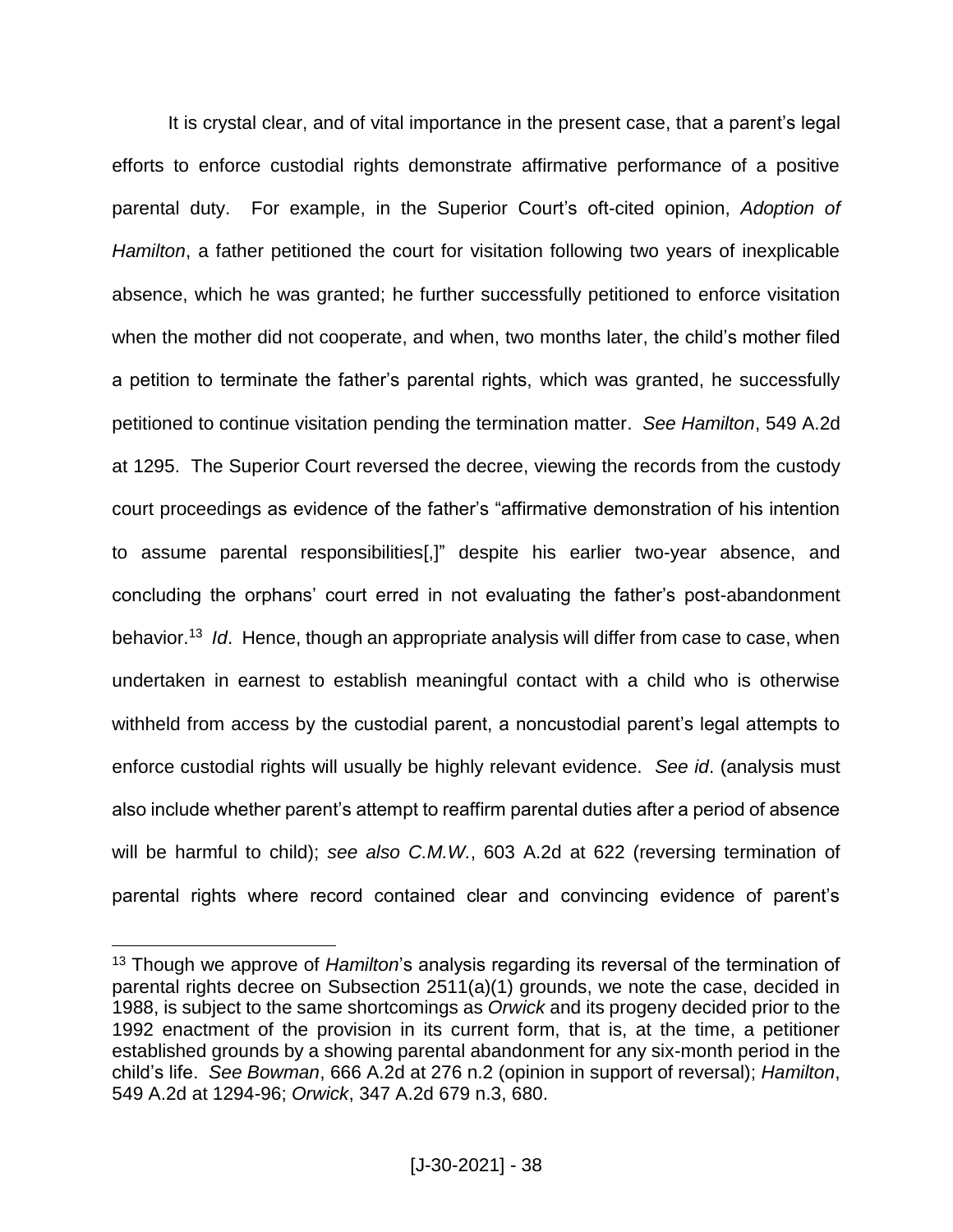It is crystal clear, and of vital importance in the present case, that a parent's legal efforts to enforce custodial rights demonstrate affirmative performance of a positive parental duty. For example, in the Superior Court's oft-cited opinion, *Adoption of Hamilton*, a father petitioned the court for visitation following two years of inexplicable absence, which he was granted; he further successfully petitioned to enforce visitation when the mother did not cooperate, and when, two months later, the child's mother filed a petition to terminate the father's parental rights, which was granted, he successfully petitioned to continue visitation pending the termination matter. *See Hamilton*, 549 A.2d at 1295. The Superior Court reversed the decree, viewing the records from the custody court proceedings as evidence of the father's "affirmative demonstration of his intention to assume parental responsibilities[,]" despite his earlier two-year absence, and concluding the orphans' court erred in not evaluating the father's post-abandonment behavior.[13] *Id*. Hence, though an appropriate analysis will differ from case to case, when undertaken in earnest to establish meaningful contact with a child who is otherwise withheld from access by the custodial parent, a noncustodial parent's legal attempts to enforce custodial rights will usually be highly relevant evidence. *See id*. (analysis must also include whether parent's attempt to reaffirm parental duties after a period of absence will be harmful to child); *see also C.M.W.*, 603 A.2d at 622 (reversing termination of parental rights where record contained clear and convincing evidence of parent's

---

[13] Though we approve of *Hamilton*'s analysis regarding its reversal of the termination of parental rights decree on Subsection 2511(a)(1) grounds, we note the case, decided in 1988, is subject to the same shortcomings as *Orwick* and its progeny decided prior to the 1992 enactment of the provision in its current form, that is, at the time, a petitioner established grounds by a showing parental abandonment for any six-month period in the child's life. *See Bowman*, 666 A.2d at 276 n.2 (opinion in support of reversal); *Hamilton*, 549 A.2d at 1294-96; *Orwick*, 347 A.2d 679 n.3, 680.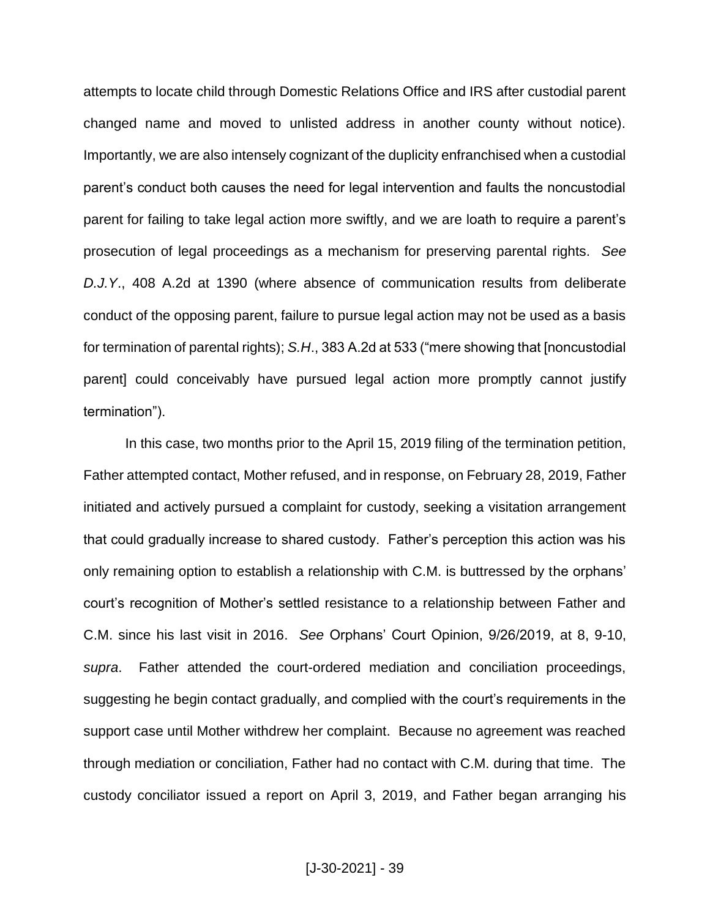attempts to locate child through Domestic Relations Office and IRS after custodial parent changed name and moved to unlisted address in another county without notice). Importantly, we are also intensely cognizant of the duplicity enfranchised when a custodial parent's conduct both causes the need for legal intervention and faults the noncustodial parent for failing to take legal action more swiftly, and we are loath to require a parent's prosecution of legal proceedings as a mechanism for preserving parental rights. *See D.J.Y*., 408 A.2d at 1390 (where absence of communication results from deliberate conduct of the opposing parent, failure to pursue legal action may not be used as a basis for termination of parental rights); *S.H*., 383 A.2d at 533 ("mere showing that [noncustodial parent] could conceivably have pursued legal action more promptly cannot justify termination").

In this case, two months prior to the April 15, 2019 filing of the termination petition, Father attempted contact, Mother refused, and in response, on February 28, 2019, Father initiated and actively pursued a complaint for custody, seeking a visitation arrangement that could gradually increase to shared custody. Father's perception this action was his only remaining option to establish a relationship with C.M. is buttressed by the orphans' court's recognition of Mother's settled resistance to a relationship between Father and C.M. since his last visit in 2016. *See* Orphans' Court Opinion, 9/26/2019, at 8, 9-10, *supra*. Father attended the court-ordered mediation and conciliation proceedings, suggesting he begin contact gradually, and complied with the court's requirements in the support case until Mother withdrew her complaint. Because no agreement was reached through mediation or conciliation, Father had no contact with C.M. during that time. The custody conciliator issued a report on April 3, 2019, and Father began arranging his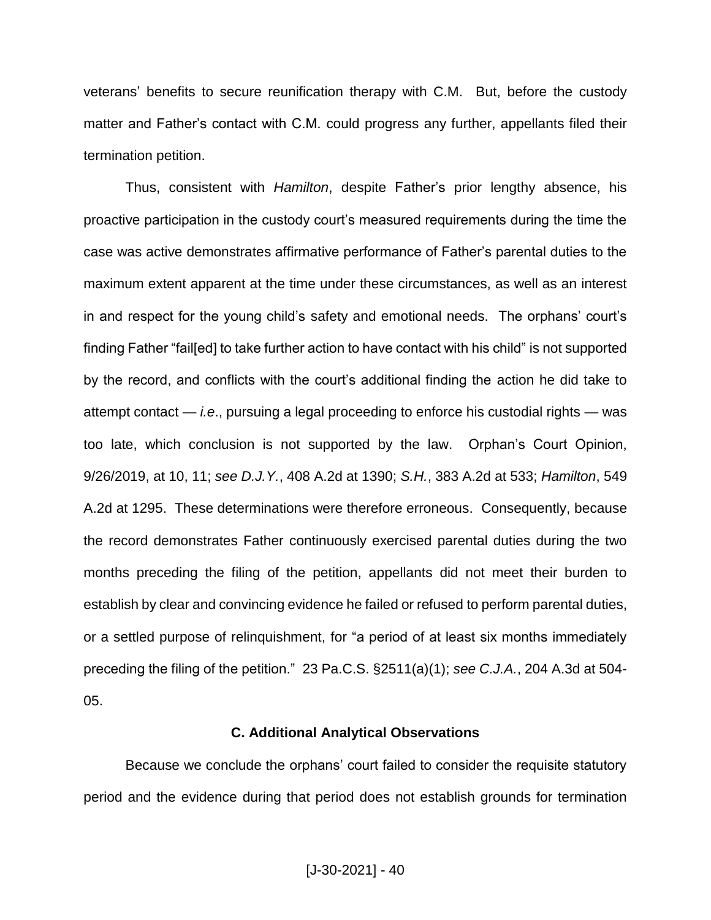veterans' benefits to secure reunification therapy with C.M. But, before the custody matter and Father's contact with C.M. could progress any further, appellants filed their termination petition.

Thus, consistent with *Hamilton*, despite Father's prior lengthy absence, his proactive participation in the custody court's measured requirements during the time the case was active demonstrates affirmative performance of Father's parental duties to the maximum extent apparent at the time under these circumstances, as well as an interest in and respect for the young child's safety and emotional needs. The orphans' court's finding Father "fail[ed] to take further action to have contact with his child" is not supported by the record, and conflicts with the court's additional finding the action he did take to attempt contact — *i.e*., pursuing a legal proceeding to enforce his custodial rights — was too late, which conclusion is not supported by the law. Orphan's Court Opinion, 9/26/2019, at 10, 11; *see D.J.Y.*, 408 A.2d at 1390; *S.H.*, 383 A.2d at 533; *Hamilton*, 549 A.2d at 1295. These determinations were therefore erroneous. Consequently, because the record demonstrates Father continuously exercised parental duties during the two months preceding the filing of the petition, appellants did not meet their burden to establish by clear and convincing evidence he failed or refused to perform parental duties, or a settled purpose of relinquishment, for "a period of at least six months immediately preceding the filing of the petition." 23 Pa.C.S. §2511(a)(1); *see C.J.A.*, 204 A.3d at 504-05.

### C. Additional Analytical Observations

Because we conclude the orphans' court failed to consider the requisite statutory period and the evidence during that period does not establish grounds for termination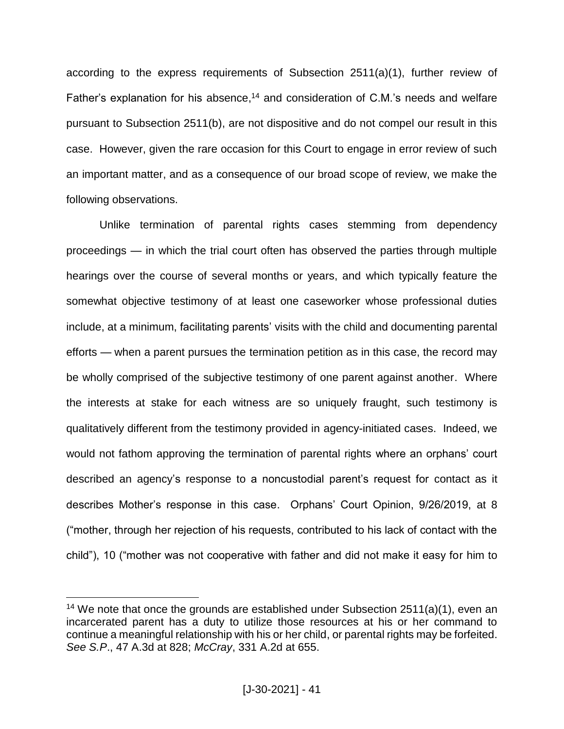according to the express requirements of Subsection 2511(a)(1), further review of Father's explanation for his absence,[14] and consideration of C.M.'s needs and welfare pursuant to Subsection 2511(b), are not dispositive and do not compel our result in this case. However, given the rare occasion for this Court to engage in error review of such an important matter, and as a consequence of our broad scope of review, we make the following observations.

Unlike termination of parental rights cases stemming from dependency proceedings — in which the trial court often has observed the parties through multiple hearings over the course of several months or years, and which typically feature the somewhat objective testimony of at least one caseworker whose professional duties include, at a minimum, facilitating parents' visits with the child and documenting parental efforts — when a parent pursues the termination petition as in this case, the record may be wholly comprised of the subjective testimony of one parent against another. Where the interests at stake for each witness are so uniquely fraught, such testimony is qualitatively different from the testimony provided in agency-initiated cases. Indeed, we would not fathom approving the termination of parental rights where an orphans' court described an agency's response to a noncustodial parent's request for contact as it describes Mother's response in this case. Orphans' Court Opinion, 9/26/2019, at 8 ("mother, through her rejection of his requests, contributed to his lack of contact with the child"), 10 ("mother was not cooperative with father and did not make it easy for him to

[14] We note that once the grounds are established under Subsection 2511(a)(1), even an incarcerated parent has a duty to utilize those resources at his or her command to continue a meaningful relationship with his or her child, or parental rights may be forfeited. *See S.P.*, 47 A.3d at 828; *McCray*, 331 A.2d at 655.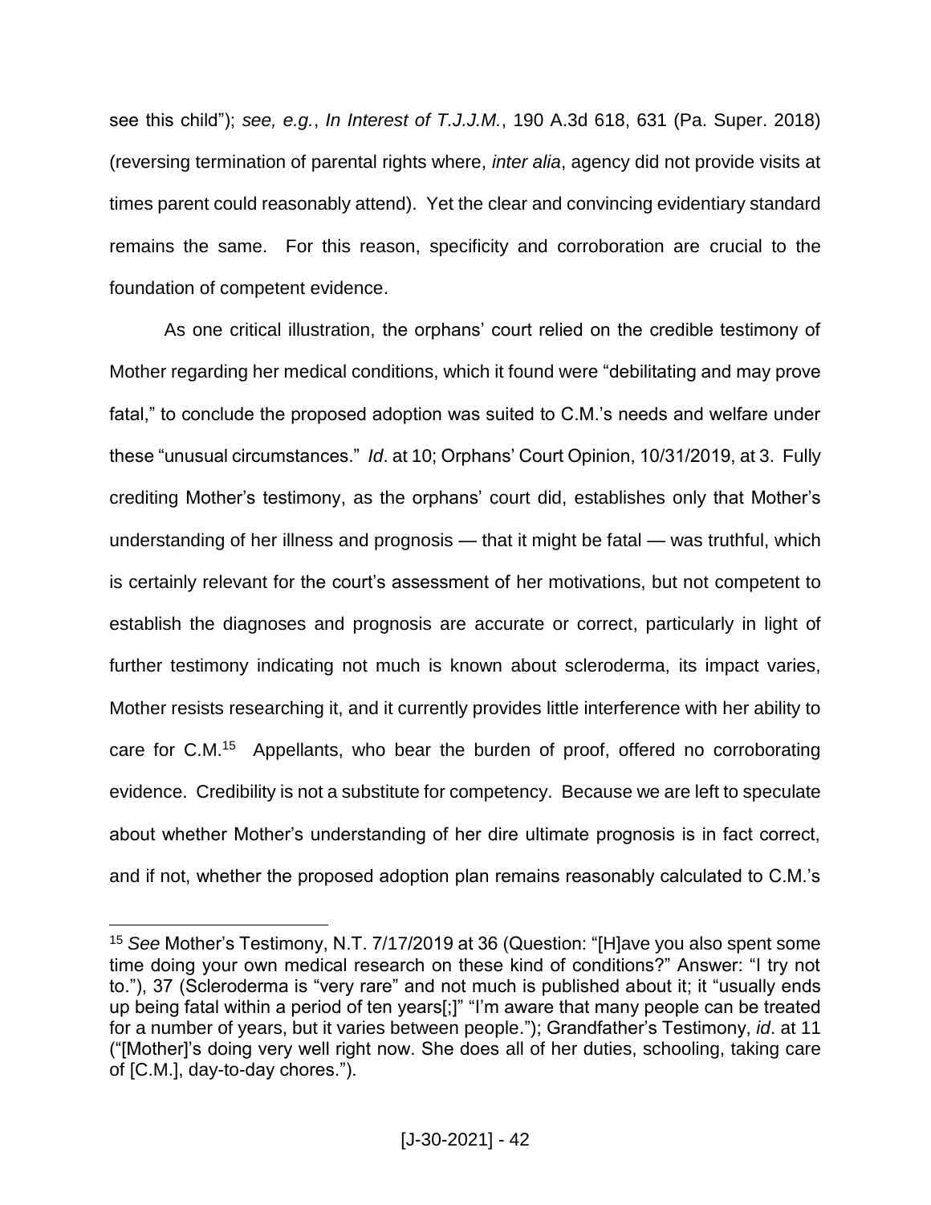see this child"); *see, e.g.*, *In Interest of T.J.J.M.*, 190 A.3d 618, 631 (Pa. Super. 2018) (reversing termination of parental rights where, *inter alia*, agency did not provide visits at times parent could reasonably attend). Yet the clear and convincing evidentiary standard remains the same. For this reason, specificity and corroboration are crucial to the foundation of competent evidence.

As one critical illustration, the orphans' court relied on the credible testimony of Mother regarding her medical conditions, which it found were "debilitating and may prove fatal," to conclude the proposed adoption was suited to C.M.'s needs and welfare under these "unusual circumstances." *Id*. at 10; Orphans' Court Opinion, 10/31/2019, at 3. Fully crediting Mother's testimony, as the orphans' court did, establishes only that Mother's understanding of her illness and prognosis — that it might be fatal — was truthful, which is certainly relevant for the court's assessment of her motivations, but not competent to establish the diagnoses and prognosis are accurate or correct, particularly in light of further testimony indicating not much is known about scleroderma, its impact varies, Mother resists researching it, and it currently provides little interference with her ability to care for C.M.[15] Appellants, who bear the burden of proof, offered no corroborating evidence. Credibility is not a substitute for competency. Because we are left to speculate about whether Mother's understanding of her dire ultimate prognosis is in fact correct, and if not, whether the proposed adoption plan remains reasonably calculated to C.M.'s

---

[15] *See* Mother's Testimony, N.T. 7/17/2019 at 36 (Question: "[H]ave you also spent some time doing your own medical research on these kind of conditions?" Answer: "I try not to."), 37 (Scleroderma is "very rare" and not much is published about it; it "usually ends up being fatal within a period of ten years[;]" "I'm aware that many people can be treated for a number of years, but it varies between people."); Grandfather's Testimony, *id*. at 11 ("[Mother]'s doing very well right now. She does all of her duties, schooling, taking care of [C.M.], day-to-day chores.").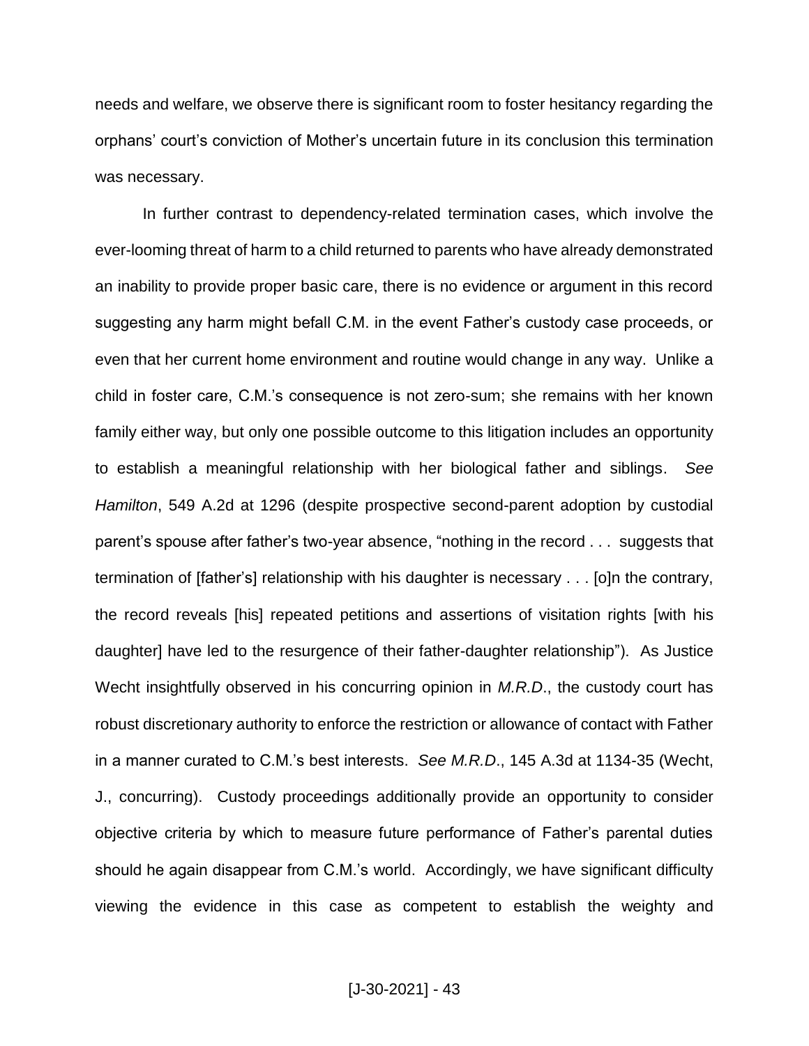needs and welfare, we observe there is significant room to foster hesitancy regarding the orphans' court's conviction of Mother's uncertain future in its conclusion this termination was necessary.

In further contrast to dependency-related termination cases, which involve the ever-looming threat of harm to a child returned to parents who have already demonstrated an inability to provide proper basic care, there is no evidence or argument in this record suggesting any harm might befall C.M. in the event Father's custody case proceeds, or even that her current home environment and routine would change in any way. Unlike a child in foster care, C.M.'s consequence is not zero-sum; she remains with her known family either way, but only one possible outcome to this litigation includes an opportunity to establish a meaningful relationship with her biological father and siblings. *See Hamilton*, 549 A.2d at 1296 (despite prospective second-parent adoption by custodial parent's spouse after father's two-year absence, "nothing in the record . . . suggests that termination of [father's] relationship with his daughter is necessary . . . [o]n the contrary, the record reveals [his] repeated petitions and assertions of visitation rights [with his daughter] have led to the resurgence of their father-daughter relationship"). As Justice Wecht insightfully observed in his concurring opinion in *M.R.D*., the custody court has robust discretionary authority to enforce the restriction or allowance of contact with Father in a manner curated to C.M.'s best interests. *See M.R.D*., 145 A.3d at 1134-35 (Wecht, J., concurring). Custody proceedings additionally provide an opportunity to consider objective criteria by which to measure future performance of Father's parental duties should he again disappear from C.M.'s world. Accordingly, we have significant difficulty viewing the evidence in this case as competent to establish the weighty and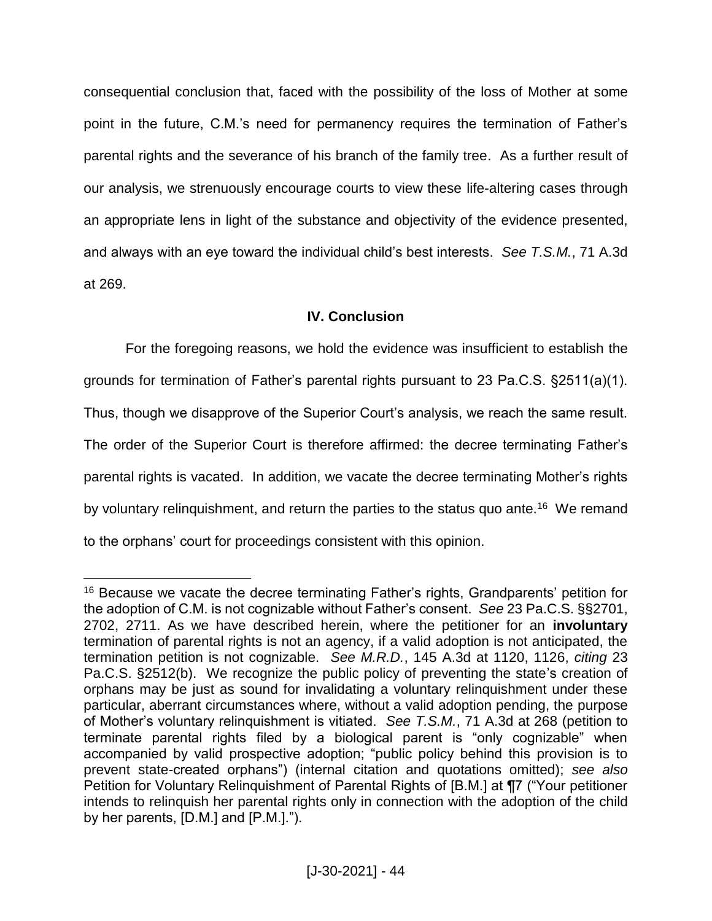consequential conclusion that, faced with the possibility of the loss of Mother at some point in the future, C.M.'s need for permanency requires the termination of Father's parental rights and the severance of his branch of the family tree. As a further result of our analysis, we strenuously encourage courts to view these life-altering cases through an appropriate lens in light of the substance and objectivity of the evidence presented, and always with an eye toward the individual child's best interests. *See T.S.M.*, 71 A.3d at 269.

## IV. Conclusion

For the foregoing reasons, we hold the evidence was insufficient to establish the grounds for termination of Father's parental rights pursuant to 23 Pa.C.S. §2511(a)(1). Thus, though we disapprove of the Superior Court's analysis, we reach the same result. The order of the Superior Court is therefore affirmed: the decree terminating Father's parental rights is vacated. In addition, we vacate the decree terminating Mother's rights by voluntary relinquishment, and return the parties to the status quo ante.[16] We remand to the orphans' court for proceedings consistent with this opinion.

---

[16] Because we vacate the decree terminating Father's rights, Grandparents' petition for the adoption of C.M. is not cognizable without Father's consent. *See* 23 Pa.C.S. §§2701, 2702, 2711. As we have described herein, where the petitioner for an **involuntary** termination of parental rights is not an agency, if a valid adoption is not anticipated, the termination petition is not cognizable. *See M.R.D.*, 145 A.3d at 1120, 1126, *citing* 23 Pa.C.S. §2512(b). We recognize the public policy of preventing the state's creation of orphans may be just as sound for invalidating a voluntary relinquishment under these particular, aberrant circumstances where, without a valid adoption pending, the purpose of Mother's voluntary relinquishment is vitiated. *See T.S.M.*, 71 A.3d at 268 (petition to terminate parental rights filed by a biological parent is "only cognizable" when accompanied by valid prospective adoption; "public policy behind this provision is to prevent state-created orphans") (internal citation and quotations omitted); *see also* Petition for Voluntary Relinquishment of Parental Rights of [B.M.] at ¶7 ("Your petitioner intends to relinquish her parental rights only in connection with the adoption of the child by her parents, [D.M.] and [P.M.].").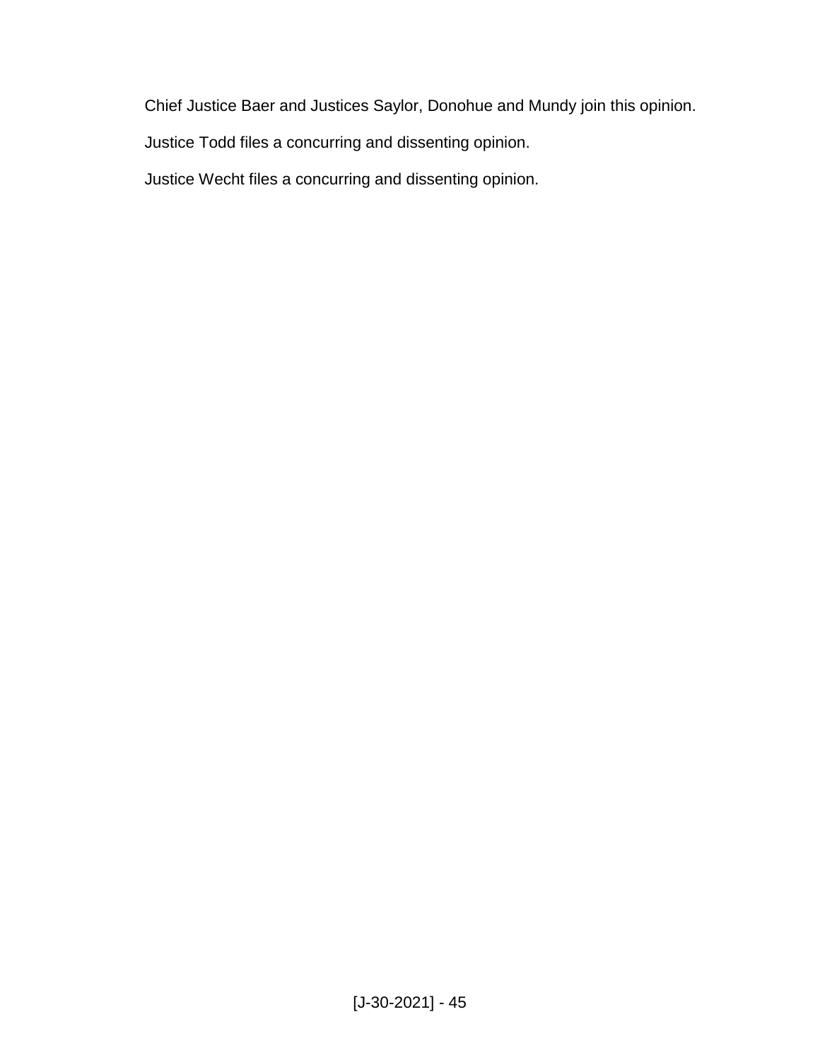Chief Justice Baer and Justices Saylor, Donohue and Mundy join this opinion.

Justice Todd files a concurring and dissenting opinion.

Justice Wecht files a concurring and dissenting opinion.